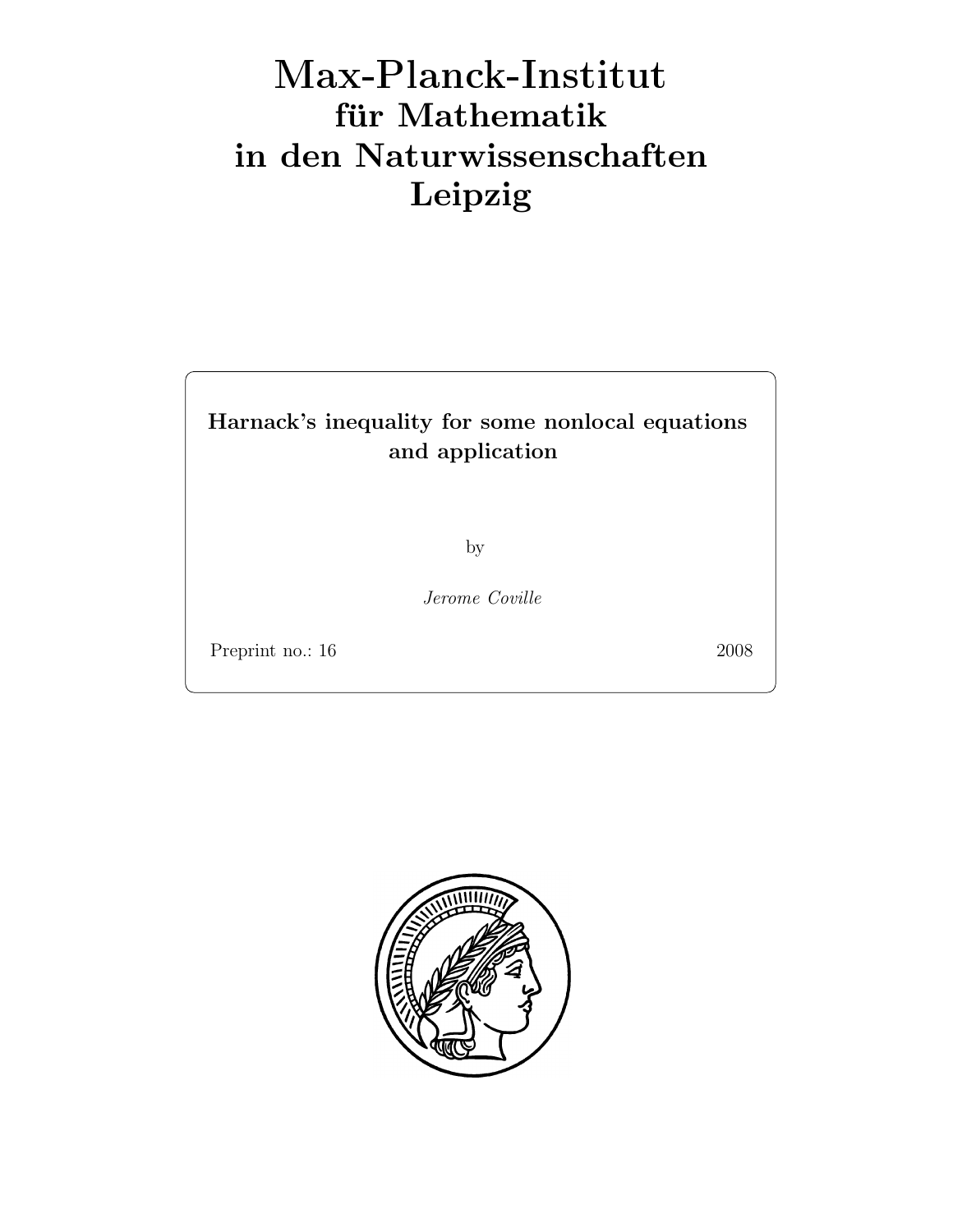# Max-Planck-Institut für Mathematik in den Naturwissenschaften Leipzig

**Harnack's inequality for some nonlocal equations and application**

by

*Jerome Coville*

Preprint no.: 16 2008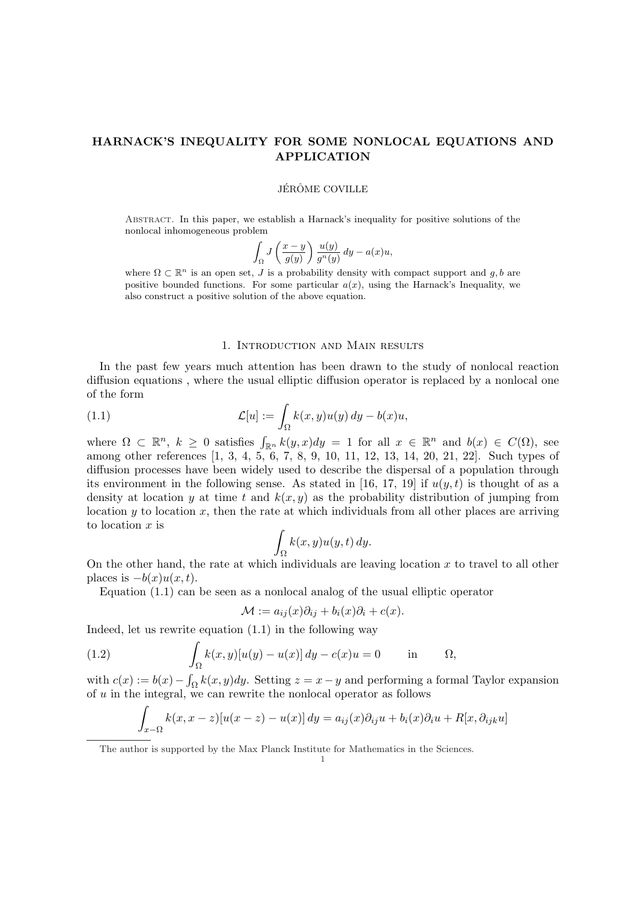# HARNACK'S INEQUALITY FOR SOME NONLOCAL EQUATIONS AND APPLICATION

JÉRÔME COVILLE

Abstract. In this paper, we establish a Harnack's inequality for positive solutions of the nonlocal inhomogeneous problem

$$\int_\Omega J\left(\frac{x-y}{g(y)}\right)\frac{u(y)}{g^n(y)}\,dy - a(x)u,$$

where $\Omega \subset \mathbb{R}^n$ is an open set, $J$ is a probability density with compact support and $g, b$ are positive bounded functions. For some particular $a(x)$, using the Harnack's Inequality, we also construct a positive solution of the above equation.

## 1. Introduction and Main results

In the past few years much attention has been drawn to the study of nonlocal reaction diffusion equations , where the usual elliptic diffusion operator is replaced by a nonlocal one of the form

$$\mathcal{L}[u] := \int_\Omega k(x,y)u(y)\,dy - b(x)u, \tag{1.1}$$

where $\Omega \subset \mathbb{R}^n$, $k \geq 0$ satisfies $\int_{\mathbb{R}^n} k(y,x)dy = 1$ for all $x \in \mathbb{R}^n$ and $b(x) \in C(\Omega)$, see among other references [1, 3, 4, 5, 6, 7, 8, 9, 10, 11, 12, 13, 14, 20, 21, 22]. Such types of diffusion processes have been widely used to describe the dispersal of a population through its environment in the following sense. As stated in [16, 17, 19] if $u(y,t)$ is thought of as a density at location $y$ at time $t$ and $k(x,y)$ as the probability distribution of jumping from location $y$ to location $x$, then the rate at which individuals from all other places are arriving to location $x$ is

$$\int_\Omega k(x,y)u(y,t)\,dy.$$

On the other hand, the rate at which individuals are leaving location $x$ to travel to all other places is $-b(x)u(x,t)$.

Equation (1.1) can be seen as a nonlocal analog of the usual elliptic operator

$$\mathcal{M} := a_{ij}(x)\partial_{ij} + b_i(x)\partial_i + c(x).$$

Indeed, let us rewrite equation (1.1) in the following way

$$\int_\Omega k(x,y)[u(y) - u(x)]\,dy - c(x)u = 0 \qquad \text{in} \qquad \Omega, \tag{1.2}$$

with $c(x) := b(x) - \int_\Omega k(x,y)dy$. Setting $z = x - y$ and performing a formal Taylor expansion of $u$ in the integral, we can rewrite the nonlocal operator as follows

$$\int_{x-\Omega} k(x, x-z)[u(x-z) - u(x)]\,dy = a_{ij}(x)\partial_{ij}u + b_i(x)\partial_i u + R[x, \partial_{ijk}u]$$

The author is supported by the Max Planck Institute for Mathematics in the Sciences.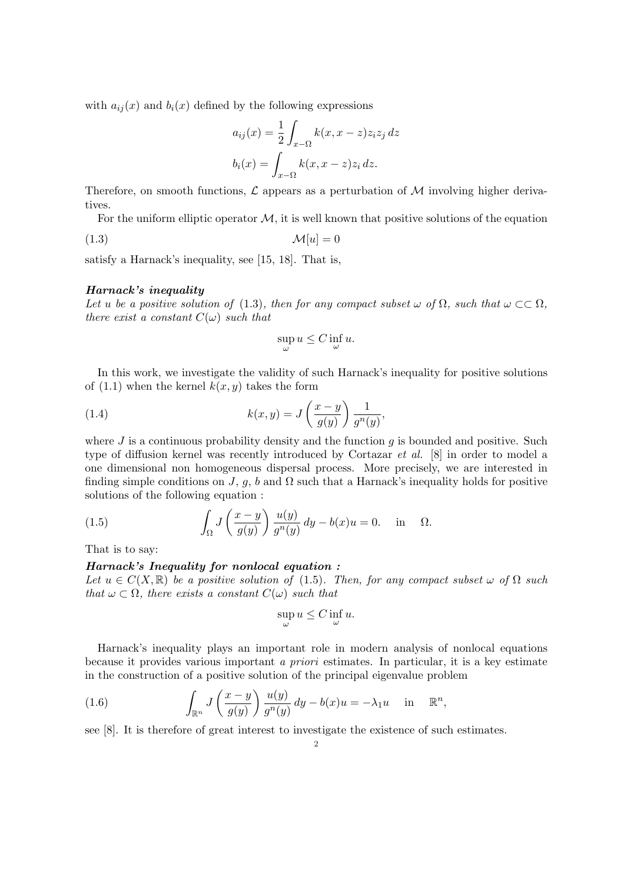with $a_{ij}(x)$ and $b_i(x)$ defined by the following expressions

$$a_{ij}(x) = \frac{1}{2}\int_{x-\Omega} k(x, x-z) z_i z_j \, dz$$

$$b_i(x) = \int_{x-\Omega} k(x, x-z) z_i \, dz.$$

Therefore, on smooth functions, $\mathcal{L}$ appears as a perturbation of $\mathcal{M}$ involving higher derivatives.

For the uniform elliptic operator $\mathcal{M}$, it is well known that positive solutions of the equation

$$\mathcal{M}[u] = 0 \tag{1.3}$$

satisfy a Harnack's inequality, see [15, 18]. That is,

***Harnack's inequality***
*Let $u$ be a positive solution of* (1.3)*, then for any compact subset $\omega$ of $\Omega$, such that $\omega \subset\subset \Omega$, there exist a constant $C(\omega)$ such that*

$$\sup_{\omega} u \leq C \inf_{\omega} u.$$

In this work, we investigate the validity of such Harnack's inequality for positive solutions of (1.1) when the kernel $k(x, y)$ takes the form

$$k(x, y) = J\left(\frac{x-y}{g(y)}\right)\frac{1}{g^n(y)}, \tag{1.4}$$

where $J$ is a continuous probability density and the function $g$ is bounded and positive. Such type of diffusion kernel was recently introduced by Cortazar *et al.* [8] in order to model a one dimensional non homogeneous dispersal process. More precisely, we are interested in finding simple conditions on $J$, $g$, $b$ and $\Omega$ such that a Harnack's inequality holds for positive solutions of the following equation :

$$\int_{\Omega} J\left(\frac{x-y}{g(y)}\right)\frac{u(y)}{g^n(y)} \, dy - b(x)u = 0. \quad \text{in} \quad \Omega. \tag{1.5}$$

That is to say:

***Harnack's Inequality for nonlocal equation :***
*Let $u \in C(X, \mathbb{R})$ be a positive solution of* (1.5)*. Then, for any compact subset $\omega$ of $\Omega$ such that $\omega \subset \Omega$, there exists a constant $C(\omega)$ such that*

$$\sup_{\omega} u \leq C \inf_{\omega} u.$$

Harnack's inequality plays an important role in modern analysis of nonlocal equations because it provides various important *a priori* estimates. In particular, it is a key estimate in the construction of a positive solution of the principal eigenvalue problem

$$\int_{\mathbb{R}^n} J\left(\frac{x-y}{g(y)}\right)\frac{u(y)}{g^n(y)} \, dy - b(x)u = -\lambda_1 u \quad \text{in} \quad \mathbb{R}^n, \tag{1.6}$$

see [8]. It is therefore of great interest to investigate the existence of such estimates.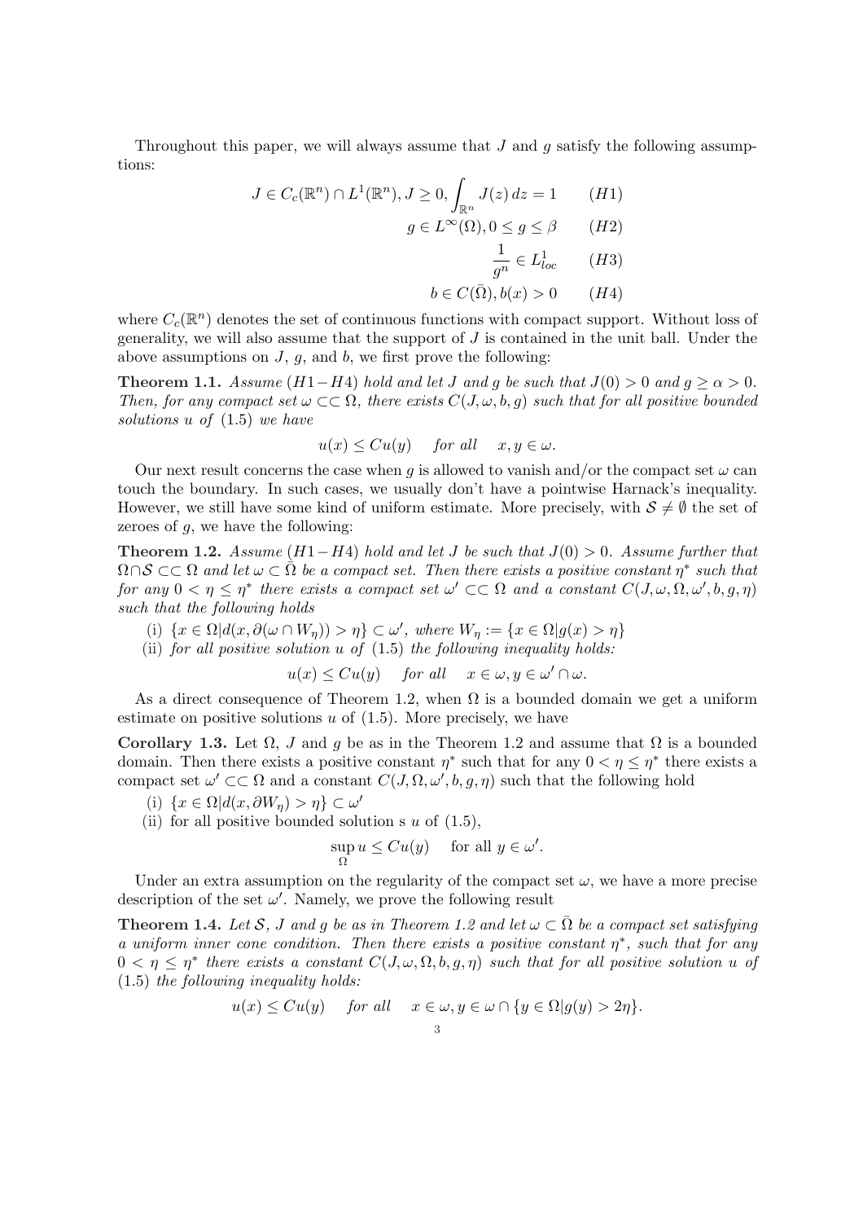Throughout this paper, we will always assume that $J$ and $g$ satisfy the following assumptions:

$$J \in C_c(\mathbb{R}^n) \cap L^1(\mathbb{R}^n), J \geq 0, \int_{\mathbb{R}^n} J(z)\, dz = 1 \qquad (H1)$$

$$g \in L^\infty(\Omega), 0 \leq g \leq \beta \qquad (H2)$$

$$\frac{1}{g^n} \in L^1_{loc} \qquad (H3)$$

$$b \in C(\bar{\Omega}), b(x) > 0 \qquad (H4)$$

where $C_c(\mathbb{R}^n)$ denotes the set of continuous functions with compact support. Without loss of generality, we will also assume that the support of $J$ is contained in the unit ball. Under the above assumptions on $J$, $g$, and $b$, we first prove the following:

**Theorem 1.1.** *Assume $(H1-H4)$ hold and let J and g be such that $J(0) > 0$ and $g \geq \alpha > 0$. Then, for any compact set $\omega \subset\subset \Omega$, there exists $C(J, \omega, b, g)$ such that for all positive bounded solutions $u$ of* (1.5) *we have*

$$u(x) \leq Cu(y) \quad \text{for all} \quad x, y \in \omega.$$

Our next result concerns the case when $g$ is allowed to vanish and/or the compact set $\omega$ can touch the boundary. In such cases, we usually don't have a pointwise Harnack's inequality. However, we still have some kind of uniform estimate. More precisely, with $\mathcal{S} \neq \emptyset$ the set of zeroes of $g$, we have the following:

**Theorem 1.2.** *Assume $(H1-H4)$ hold and let $J$ be such that $J(0) > 0$. Assume further that $\Omega \cap \mathcal{S} \subset\subset \Omega$ and let $\omega \subset \bar{\Omega}$ be a compact set. Then there exists a positive constant $\eta^*$ such that for any $0 < \eta \leq \eta^*$ there exists a compact set $\omega' \subset\subset \Omega$ and a constant $C(J, \omega, \Omega, \omega', b, g, \eta)$ such that the following holds*

(i) *$\{x \in \Omega | d(x, \partial(\omega \cap W_\eta)) > \eta\} \subset \omega'$, where $W_\eta := \{x \in \Omega | g(x) > \eta\}$*

(ii) *for all positive solution $u$ of* (1.5) *the following inequality holds:*

$$u(x) \leq Cu(y) \quad \text{for all} \quad x \in \omega, y \in \omega' \cap \omega.$$

As a direct consequence of Theorem 1.2, when $\Omega$ is a bounded domain we get a uniform estimate on positive solutions $u$ of (1.5). More precisely, we have

**Corollary 1.3.** Let $\Omega$, $J$ and $g$ be as in the Theorem 1.2 and assume that $\Omega$ is a bounded domain. Then there exists a positive constant $\eta^*$ such that for any $0 < \eta \leq \eta^*$ there exists a compact set $\omega' \subset\subset \Omega$ and a constant $C(J, \Omega, \omega', b, g, \eta)$ such that the following hold

(i) $\{x \in \Omega | d(x, \partial W_\eta) > \eta\} \subset \omega'$

(ii) for all positive bounded solution s $u$ of (1.5),

$$\sup_\Omega u \leq Cu(y) \quad \text{for all } y \in \omega'.$$

Under an extra assumption on the regularity of the compact set $\omega$, we have a more precise description of the set $\omega'$. Namely, we prove the following result

**Theorem 1.4.** *Let $\mathcal{S}$, $J$ and $g$ be as in Theorem 1.2 and let $\omega \subset \bar{\Omega}$ be a compact set satisfying a uniform inner cone condition. Then there exists a positive constant $\eta^*$, such that for any $0 < \eta \leq \eta^*$ there exists a constant $C(J, \omega, b, g, \eta)$ such that for all positive solution $u$ of* (1.5) *the following inequality holds:*

$$u(x) \leq Cu(y) \quad \text{for all} \quad x \in \omega, y \in \omega \cap \{y \in \Omega | g(y) > 2\eta\}.$$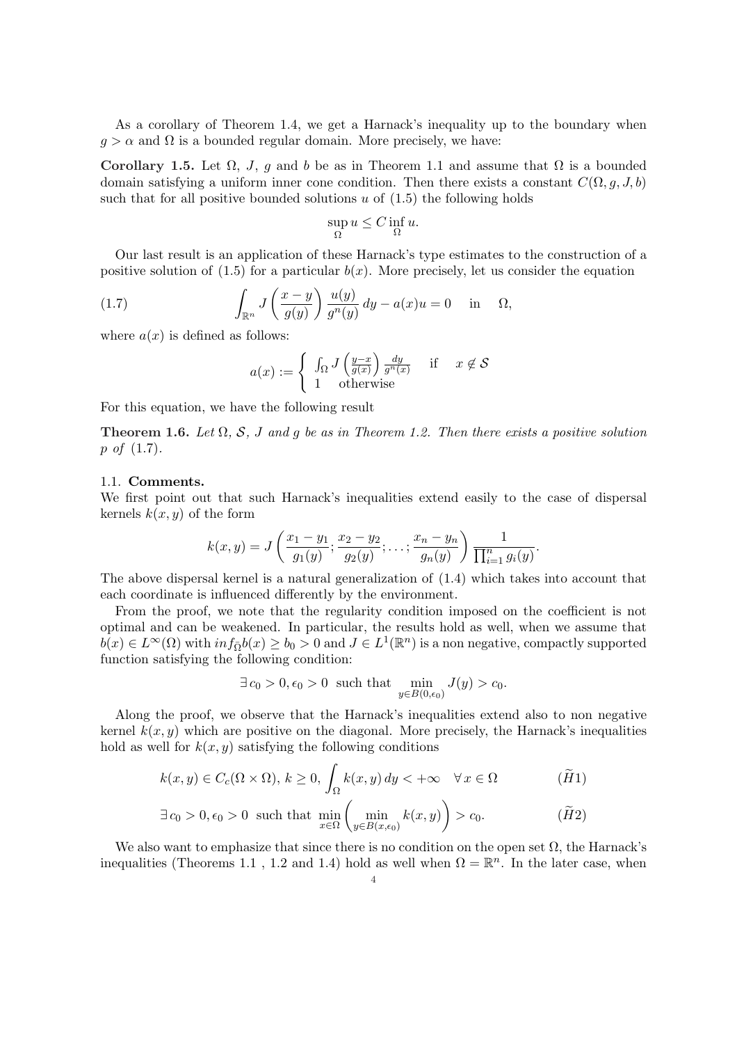As a corollary of Theorem 1.4, we get a Harnack's inequality up to the boundary when $g > \alpha$ and $\Omega$ is a bounded regular domain. More precisely, we have:

**Corollary 1.5.** Let $\Omega$, $J$, $g$ and $b$ be as in Theorem 1.1 and assume that $\Omega$ is a bounded domain satisfying a uniform inner cone condition. Then there exists a constant $C(\Omega, g, J, b)$ such that for all positive bounded solutions $u$ of (1.5) the following holds

$$\sup_{\Omega} u \leq C \inf_{\Omega} u.$$

Our last result is an application of these Harnack's type estimates to the construction of a positive solution of (1.5) for a particular $b(x)$. More precisely, let us consider the equation

$$\int_{\mathbb{R}^n} J\left(\frac{x-y}{g(y)}\right) \frac{u(y)}{g^n(y)}\, dy - a(x)u = 0 \quad \text{in} \quad \Omega, \tag{1.7}$$

where $a(x)$ is defined as follows:

$$a(x) := \begin{cases} \int_{\Omega} J\left(\frac{y-x}{g(x)}\right) \frac{dy}{g^n(x)} & \text{if} \quad x \notin \mathcal{S} \\ 1 \quad \text{otherwise} \end{cases}$$

For this equation, we have the following result

**Theorem 1.6.** *Let $\Omega$, $\mathcal{S}$, $J$ and $g$ be as in Theorem 1.2. Then there exists a positive solution $p$ of (1.7).*

### 1.1. Comments.

We first point out that such Harnack's inequalities extend easily to the case of dispersal kernels $k(x, y)$ of the form

$$k(x, y) = J\left(\frac{x_1 - y_1}{g_1(y)}; \frac{x_2 - y_2}{g_2(y)}; \ldots; \frac{x_n - y_n}{g_n(y)}\right) \frac{1}{\prod_{i=1}^{n} g_i(y)}.$$

The above dispersal kernel is a natural generalization of (1.4) which takes into account that each coordinate is influenced differently by the environment.

From the proof, we note that the regularity condition imposed on the coefficient is not optimal and can be weakened. In particular, the results hold as well, when we assume that $b(x) \in L^{\infty}(\Omega)$ with $inf_{\bar{\Omega}} b(x) \geq b_0 > 0$ and $J \in L^1(\mathbb{R}^n)$ is a non negative, compactly supported function satisfying the following condition:

$$\exists\, c_0 > 0, \epsilon_0 > 0 \;\text{ such that }\; \min_{y \in B(0,\epsilon_0)} J(y) > c_0.$$

Along the proof, we observe that the Harnack's inequalities extend also to non negative kernel $k(x, y)$ which are positive on the diagonal. More precisely, the Harnack's inequalities hold as well for $k(x, y)$ satisfying the following conditions

$$k(x,y) \in C_c(\Omega \times \Omega),\; k \geq 0,\; \int_{\Omega} k(x,y)\, dy < +\infty \quad \forall\, x \in \Omega \tag{$\widetilde{H}1$}$$

$$\exists\, c_0 > 0, \epsilon_0 > 0 \;\text{ such that }\; \min_{x \in \Omega}\left(\min_{y \in B(x,\epsilon_0)} k(x,y)\right) > c_0. \tag{$\widetilde{H}2$}$$

We also want to emphasize that since there is no condition on the open set $\Omega$, the Harnack's inequalities (Theorems 1.1 , 1.2 and 1.4) hold as well when $\Omega = \mathbb{R}^n$. In the later case, when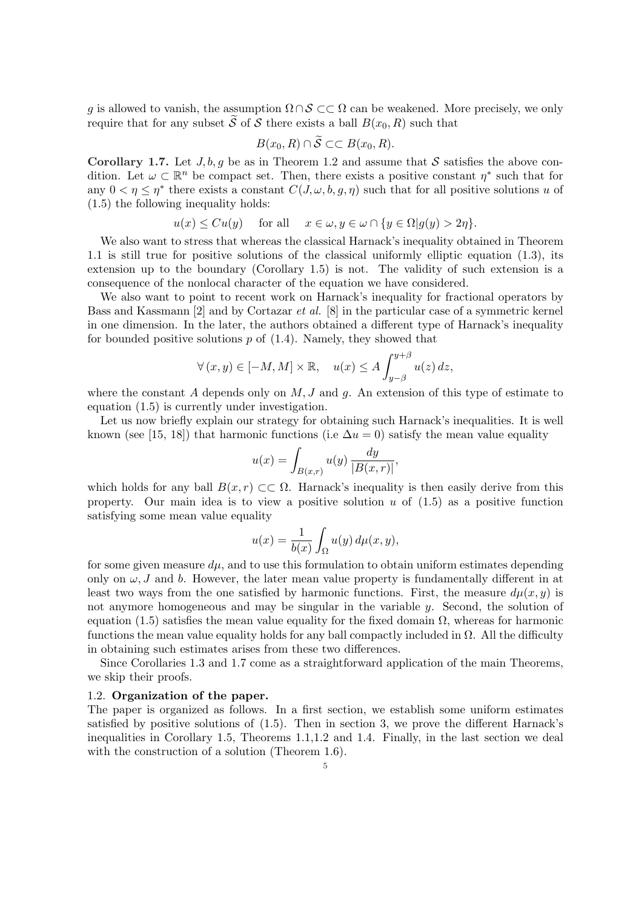$g$ is allowed to vanish, the assumption $\Omega\cap\mathcal{S}\subset\subset\Omega$ can be weakened. More precisely, we only require that for any subset $\widetilde{\mathcal{S}}$ of $\mathcal{S}$ there exists a ball $B(x_0,R)$ such that

$$B(x_0,R)\cap\widetilde{\mathcal{S}}\subset\subset B(x_0,R).$$

**Corollary 1.7.** Let $J,b,g$ be as in Theorem 1.2 and assume that $\mathcal{S}$ satisfies the above condition. Let $\omega\subset\mathbb{R}^n$ be compact set. Then, there exists a positive constant $\eta^*$ such that for any $0<\eta\le\eta^*$ there exists a constant $C(J,\omega,b,g,\eta)$ such that for all positive solutions $u$ of (1.5) the following inequality holds:

$$u(x)\le Cu(y)\quad \text{ for all }\quad x\in\omega, y\in\omega\cap\{y\in\Omega|g(y)>2\eta\}.$$

We also want to stress that whereas the classical Harnack's inequality obtained in Theorem 1.1 is still true for positive solutions of the classical uniformly elliptic equation (1.3), its extension up to the boundary (Corollary 1.5) is not. The validity of such extension is a consequence of the nonlocal character of the equation we have considered.

We also want to point to recent work on Harnack's inequality for fractional operators by Bass and Kassmann [2] and by Cortazar *et al.* [8] in the particular case of a symmetric kernel in one dimension. In the later, the authors obtained a different type of Harnack's inequality for bounded positive solutions $p$ of (1.4). Namely, they showed that

$$\forall\,(x,y)\in[-M,M]\times\mathbb{R},\quad u(x)\le A\int_{y-\beta}^{y+\beta}u(z)\,dz,$$

where the constant $A$ depends only on $M,J$ and $g$. An extension of this type of estimate to equation (1.5) is currently under investigation.

Let us now briefly explain our strategy for obtaining such Harnack's inequalities. It is well known (see [15, 18]) that harmonic functions (i.e $\Delta u=0$) satisfy the mean value equality

$$u(x)=\int_{B(x,r)}u(y)\,\frac{dy}{|B(x,r)|},$$

which holds for any ball $B(x,r)\subset\subset\Omega$. Harnack's inequality is then easily derive from this property. Our main idea is to view a positive solution $u$ of (1.5) as a positive function satisfying some mean value equality

$$u(x)=\frac{1}{b(x)}\int_\Omega u(y)\,d\mu(x,y),$$

for some given measure $d\mu$, and to use this formulation to obtain uniform estimates depending only on $\omega,J$ and $b$. However, the later mean value property is fundamentally different in at least two ways from the one satisfied by harmonic functions. First, the measure $d\mu(x,y)$ is not anymore homogeneous and may be singular in the variable $y$. Second, the solution of equation (1.5) satisfies the mean value equality for the fixed domain $\Omega$, whereas for harmonic functions the mean value equality holds for any ball compactly included in $\Omega$. All the difficulty in obtaining such estimates arises from these two differences.

Since Corollaries 1.3 and 1.7 come as a straightforward application of the main Theorems, we skip their proofs.

### 1.2. Organization of the paper.

The paper is organized as follows. In a first section, we establish some uniform estimates satisfied by positive solutions of (1.5). Then in section 3, we prove the different Harnack's inequalities in Corollary 1.5, Theorems 1.1,1.2 and 1.4. Finally, in the last section we deal with the construction of a solution (Theorem 1.6).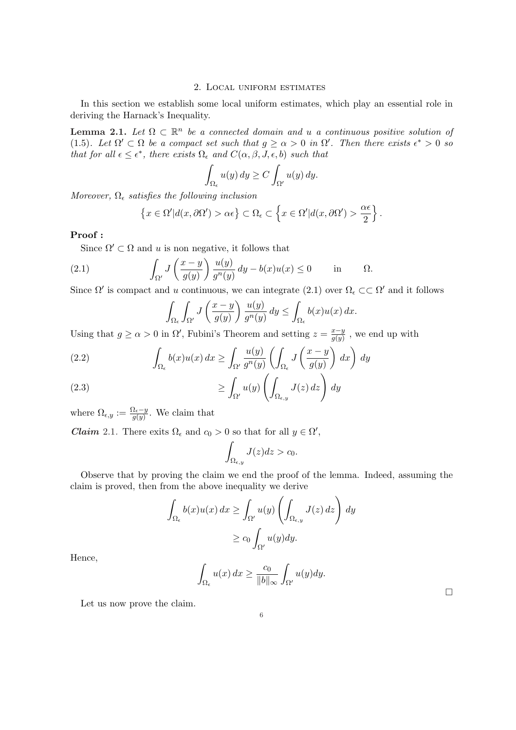## 2. Local uniform estimates

In this section we establish some local uniform estimates, which play an essential role in deriving the Harnack's Inequality.

**Lemma 2.1.** *Let $\Omega \subset \mathbb{R}^n$ be a connected domain and $u$ a continuous positive solution of (1.5). Let $\Omega' \subset \Omega$ be a compact set such that $g \geq \alpha > 0$ in $\Omega'$. Then there exists $\epsilon^* > 0$ so that for all $\epsilon \leq \epsilon^*$, there exists $\Omega_\epsilon$ and $C(\alpha, \beta, J, \epsilon, b)$ such that*

$$\int_{\Omega_\epsilon} u(y)\, dy \geq C \int_{\Omega'} u(y)\, dy.$$

*Moreover, $\Omega_\epsilon$ satisfies the following inclusion*

$$\left\{x \in \Omega' | d(x, \partial\Omega') > \alpha\epsilon\right\} \subset \Omega_\epsilon \subset \left\{x \in \Omega' | d(x, \partial\Omega') > \frac{\alpha\epsilon}{2}\right\}.$$

**Proof :**

Since $\Omega' \subset \Omega$ and $u$ is non negative, it follows that

$$\int_{\Omega'} J\left(\frac{x-y}{g(y)}\right) \frac{u(y)}{g^n(y)}\, dy - b(x)u(x) \leq 0 \qquad \text{in} \qquad \Omega. \tag{2.1}$$

Since $\Omega'$ is compact and $u$ continuous, we can integrate (2.1) over $\Omega_\epsilon \subset\subset \Omega'$ and it follows

$$\int_{\Omega_\epsilon} \int_{\Omega'} J\left(\frac{x-y}{g(y)}\right) \frac{u(y)}{g^n(y)}\, dy \leq \int_{\Omega_\epsilon} b(x)u(x)\, dx.$$

Using that $g \geq \alpha > 0$ in $\Omega'$, Fubini's Theorem and setting $z = \frac{x-y}{g(y)}$ , we end up with

$$\int_{\Omega_\epsilon} b(x)u(x)\, dx \geq \int_{\Omega'} \frac{u(y)}{g^n(y)} \left(\int_{\Omega_\epsilon} J\left(\frac{x-y}{g(y)}\right) dx\right) dy \tag{2.2}$$

$$\geq \int_{\Omega'} u(y) \left(\int_{\Omega_{\epsilon,y}} J(z)\, dz\right) dy \tag{2.3}$$

where $\Omega_{\epsilon,y} := \frac{\Omega_\epsilon - y}{g(y)}$. We claim that

***Claim* 2.1.** There exits $\Omega_\epsilon$ and $c_0 > 0$ so that for all $y \in \Omega'$,

$$\int_{\Omega_{\epsilon,y}} J(z) dz > c_0.$$

Observe that by proving the claim we end the proof of the lemma. Indeed, assuming the claim is proved, then from the above inequality we derive

$$\int_{\Omega_\epsilon} b(x)u(x)\, dx \geq \int_{\Omega'} u(y) \left(\int_{\Omega_{\epsilon,y}} J(z)\, dz\right) dy$$

$$\geq c_0 \int_{\Omega'} u(y) dy.$$

Hence,

$$\int_{\Omega_\epsilon} u(x)\, dx \geq \frac{c_0}{\|b\|_\infty} \int_{\Omega'} u(y) dy.$$

$\square$

Let us now prove the claim.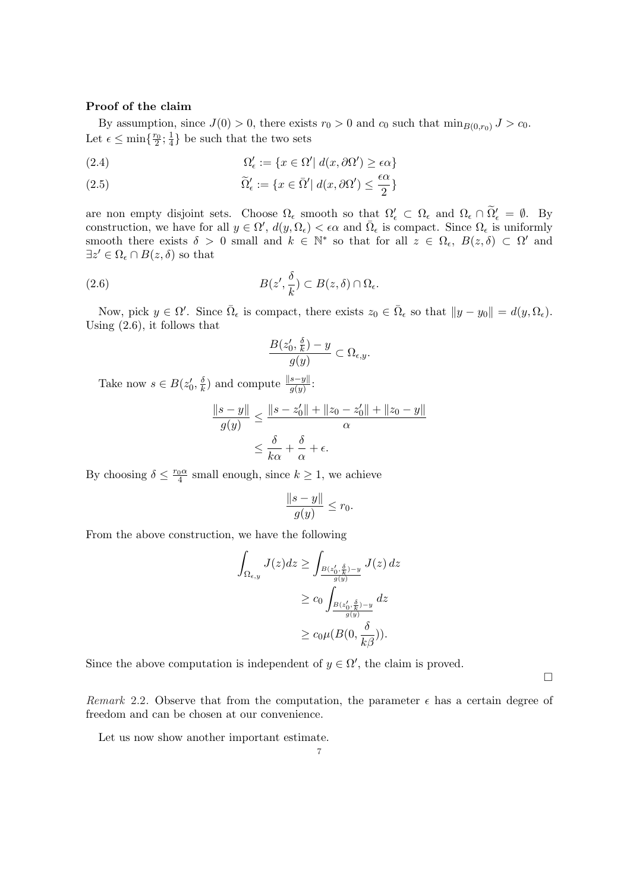**Proof of the claim**

By assumption, since $J(0) > 0$, there exists $r_0 > 0$ and $c_0$ such that $\min_{B(0,r_0)} J > c_0$. Let $\epsilon \leq \min\{\frac{r_0}{2}; \frac{1}{4}\}$ be such that the two sets

$$\Omega'_\epsilon := \{x \in \Omega' |\, d(x, \partial\Omega') \geq \epsilon\alpha\} \tag{2.4}$$

$$\widetilde{\Omega}'_\epsilon := \{x \in \bar{\Omega}' |\, d(x, \partial\Omega') \leq \frac{\epsilon\alpha}{2}\} \tag{2.5}$$

are non empty disjoint sets. Choose $\Omega_\epsilon$ smooth so that $\Omega'_\epsilon \subset \Omega_\epsilon$ and $\Omega_\epsilon \cap \widetilde{\Omega}'_\epsilon = \emptyset$. By construction, we have for all $y \in \Omega'$, $d(y, \Omega_\epsilon) < \epsilon\alpha$ and $\bar{\Omega}_\epsilon$ is compact. Since $\Omega_\epsilon$ is uniformly smooth there exists $\delta > 0$ small and $k \in \mathbb{N}^*$ so that for all $z \in \Omega_\epsilon$, $B(z, \delta) \subset \Omega'$ and $\exists z' \in \Omega_\epsilon \cap B(z, \delta)$ so that

$$B(z', \frac{\delta}{k}) \subset B(z, \delta) \cap \Omega_\epsilon. \tag{2.6}$$

Now, pick $y \in \Omega'$. Since $\bar{\Omega}_\epsilon$ is compact, there exists $z_0 \in \bar{\Omega}_\epsilon$ so that $\|y - y_0\| = d(y, \Omega_\epsilon)$. Using (2.6), it follows that

$$\frac{B(z'_0, \frac{\delta}{k}) - y}{g(y)} \subset \Omega_{\epsilon,y}.$$

Take now $s \in B(z'_0, \frac{\delta}{k})$ and compute $\frac{\|s-y\|}{g(y)}$:

$$\begin{aligned}
\frac{\|s - y\|}{g(y)} &\leq \frac{\|s - z'_0\| + \|z_0 - z'_0\| + \|z_0 - y\|}{\alpha} \\
&\leq \frac{\delta}{k\alpha} + \frac{\delta}{\alpha} + \epsilon.
\end{aligned}$$

By choosing $\delta \leq \frac{r_0\alpha}{4}$ small enough, since $k \geq 1$, we achieve

$$\frac{\|s - y\|}{g(y)} \leq r_0.$$

From the above construction, we have the following

$$\begin{aligned}
\int_{\Omega_{\epsilon,y}} J(z)dz &\geq \int_{\frac{B(z'_0, \frac{\delta}{k}) - y}{g(y)}} J(z)\, dz \\
&\geq c_0 \int_{\frac{B(z'_0, \frac{\delta}{k}) - y}{g(y)}} dz \\
&\geq c_0 \mu(B(0, \frac{\delta}{k\beta})).
\end{aligned}$$

Since the above computation is independent of $y \in \Omega'$, the claim is proved.

□

*Remark* 2.2. Observe that from the computation, the parameter $\epsilon$ has a certain degree of freedom and can be chosen at our convenience.

Let us now show another important estimate.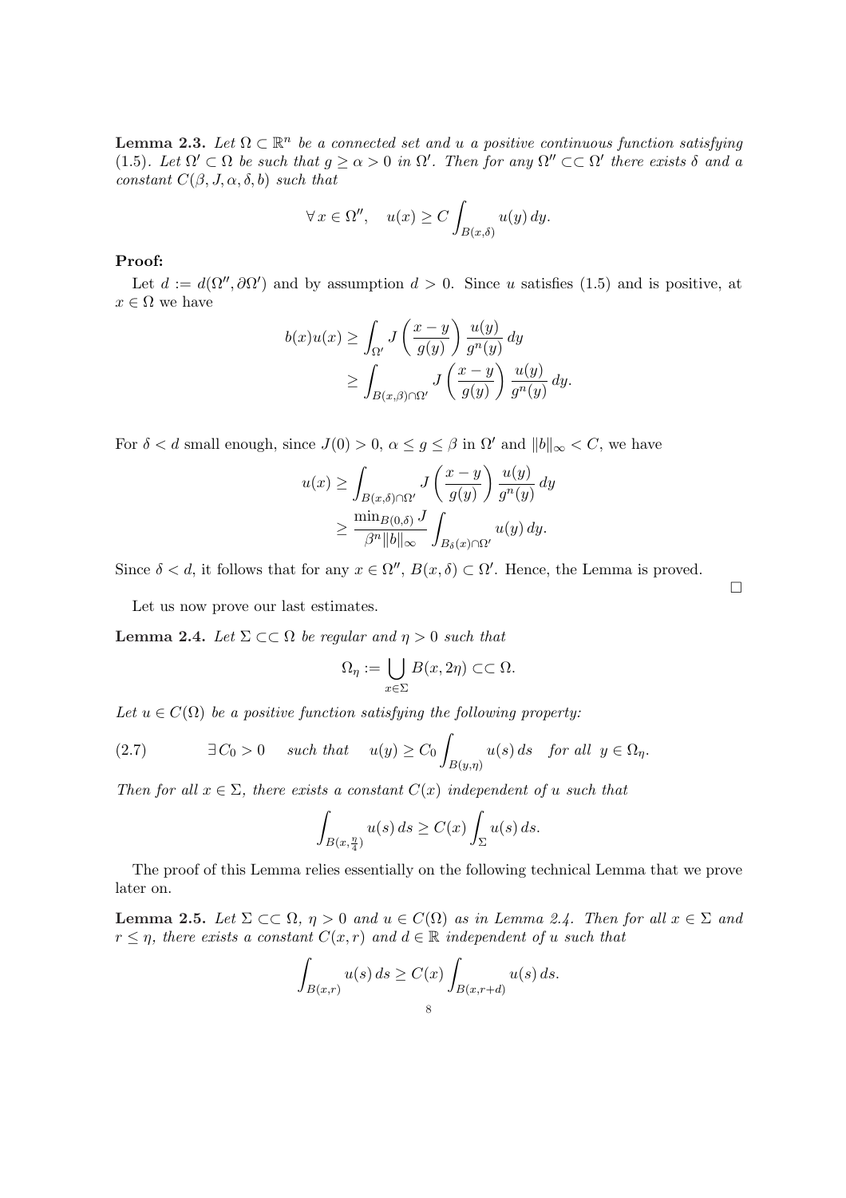**Lemma 2.3.** *Let $\Omega \subset \mathbb{R}^n$ be a connected set and $u$ a positive continuous function satisfying (1.5). Let $\Omega' \subset \Omega$ be such that $g \geq \alpha > 0$ in $\Omega'$. Then for any $\Omega'' \subset\subset \Omega'$ there exists $\delta$ and a constant $C(\beta, J, \alpha, \delta, b)$ such that*

$$\forall\, x \in \Omega'', \quad u(x) \geq C \int_{B(x,\delta)} u(y)\, dy.$$

**Proof:**

Let $d := d(\Omega'', \partial\Omega')$ and by assumption $d > 0$. Since $u$ satisfies (1.5) and is positive, at $x \in \Omega$ we have

$$\begin{aligned} b(x)u(x) &\geq \int_{\Omega'} J\left(\frac{x-y}{g(y)}\right) \frac{u(y)}{g^n(y)}\, dy \\ &\geq \int_{B(x,\beta)\cap\Omega'} J\left(\frac{x-y}{g(y)}\right) \frac{u(y)}{g^n(y)}\, dy. \end{aligned}$$

For $\delta < d$ small enough, since $J(0) > 0$, $\alpha \leq g \leq \beta$ in $\Omega'$ and $\|b\|_\infty < C$, we have

$$\begin{aligned} u(x) &\geq \int_{B(x,\delta)\cap\Omega'} J\left(\frac{x-y}{g(y)}\right) \frac{u(y)}{g^n(y)}\, dy \\ &\geq \frac{\min_{B(0,\delta)} J}{\beta^n \|b\|_\infty} \int_{B_\delta(x)\cap\Omega'} u(y)\, dy. \end{aligned}$$

Since $\delta < d$, it follows that for any $x \in \Omega''$, $B(x, \delta) \subset \Omega'$. Hence, the Lemma is proved.

$\square$

Let us now prove our last estimates.

**Lemma 2.4.** *Let $\Sigma \subset\subset \Omega$ be regular and $\eta > 0$ such that*

$$\Omega_\eta := \bigcup_{x\in\Sigma} B(x, 2\eta) \subset\subset \Omega.$$

*Let $u \in C(\Omega)$ be a positive function satisfying the following property:*

$$\exists\, C_0 > 0 \quad \text{such that} \quad u(y) \geq C_0 \int_{B(y,\eta)} u(s)\, ds \quad \text{for all } \; y \in \Omega_\eta. \tag{2.7}$$

*Then for all $x \in \Sigma$, there exists a constant $C(x)$ independent of $u$ such that*

$$\int_{B(x,\frac{\eta}{4})} u(s)\, ds \geq C(x) \int_\Sigma u(s)\, ds.$$

The proof of this Lemma relies essentially on the following technical Lemma that we prove later on.

**Lemma 2.5.** *Let $\Sigma \subset\subset \Omega$, $\eta > 0$ and $u \in C(\Omega)$ as in Lemma 2.4. Then for all $x \in \Sigma$ and $r \leq \eta$, there exists a constant $C(x, r)$ and $d \in \mathbb{R}$ independent of $u$ such that*

$$\int_{B(x,r)} u(s)\, ds \geq C(x) \int_{B(x,r+d)} u(s)\, ds.$$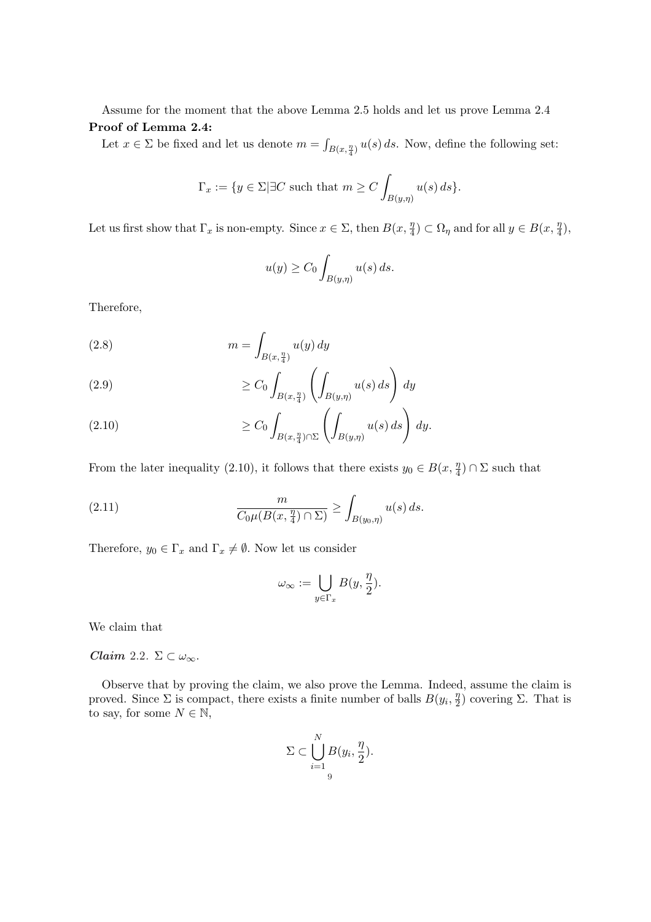Assume for the moment that the above Lemma 2.5 holds and let us prove Lemma 2.4

**Proof of Lemma 2.4:**

Let $x \in \Sigma$ be fixed and let us denote $m = \int_{B(x,\frac{\eta}{4})} u(s)\,ds$. Now, define the following set:

$$\Gamma_x := \{y \in \Sigma | \exists C \text{ such that } m \geq C \int_{B(y,\eta)} u(s)\,ds\}.$$

Let us first show that $\Gamma_x$ is non-empty. Since $x \in \Sigma$, then $B(x,\frac{\eta}{4}) \subset \Omega_\eta$ and for all $y \in B(x,\frac{\eta}{4})$,

$$u(y) \geq C_0 \int_{B(y,\eta)} u(s)\,ds.$$

Therefore,

$$m = \int_{B(x,\frac{\eta}{4})} u(y)\,dy \tag{2.8}$$

$$\geq C_0 \int_{B(x,\frac{\eta}{4})} \left( \int_{B(y,\eta)} u(s)\,ds \right) dy \tag{2.9}$$

$$\geq C_0 \int_{B(x,\frac{\eta}{4})\cap\Sigma} \left( \int_{B(y,\eta)} u(s)\,ds \right) dy. \tag{2.10}$$

From the later inequality (2.10), it follows that there exists $y_0 \in B(x,\frac{\eta}{4}) \cap \Sigma$ such that

$$\frac{m}{C_0 \mu(B(x,\frac{\eta}{4}) \cap \Sigma)} \geq \int_{B(y_0,\eta)} u(s)\,ds. \tag{2.11}$$

Therefore, $y_0 \in \Gamma_x$ and $\Gamma_x \neq \emptyset$. Now let us consider

$$\omega_\infty := \bigcup_{y \in \Gamma_x} B(y, \frac{\eta}{2}).$$

We claim that

***Claim*** 2.2. $\Sigma \subset \omega_\infty$.

Observe that by proving the claim, we also prove the Lemma. Indeed, assume the claim is proved. Since $\Sigma$ is compact, there exists a finite number of balls $B(y_i, \frac{\eta}{2})$ covering $\Sigma$. That is to say, for some $N \in \mathbb{N}$,

$$\Sigma \subset \bigcup_{i=1}^{N} B(y_i, \frac{\eta}{2}).$$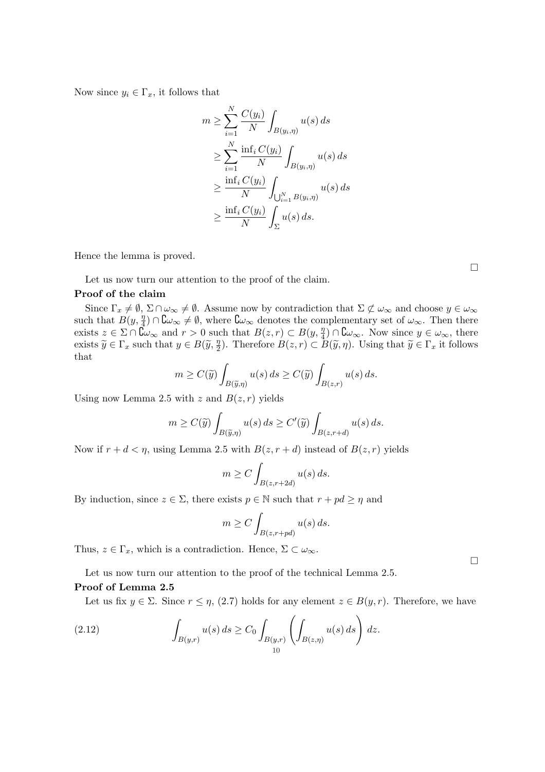Now since $y_i \in \Gamma_x$, it follows that

$$
\begin{aligned}
m &\geq \sum_{i=1}^{N} \frac{C(y_i)}{N} \int_{B(y_i,\eta)} u(s)\, ds \\
&\geq \sum_{i=1}^{N} \frac{\inf_i C(y_i)}{N} \int_{B(y_i,\eta)} u(s)\, ds \\
&\geq \frac{\inf_i C(y_i)}{N} \int_{\bigcup_{i=1}^{N} B(y_i,\eta)} u(s)\, ds \\
&\geq \frac{\inf_i C(y_i)}{N} \int_{\Sigma} u(s)\, ds.
\end{aligned}
$$

Hence the lemma is proved.

$\square$

Let us now turn our attention to the proof of the claim.

**Proof of the claim**

Since $\Gamma_x \neq \emptyset$, $\Sigma \cap \omega_\infty \neq \emptyset$. Assume now by contradiction that $\Sigma \not\subset \omega_\infty$ and choose $y \in \omega_\infty$ such that $B(y, \frac{\eta}{4}) \cap \complement\omega_\infty \neq \emptyset$, where $\complement\omega_\infty$ denotes the complementary set of $\omega_\infty$. Then there exists $z \in \Sigma \cap \complement\omega_\infty$ and $r > 0$ such that $B(z,r) \subset B(y, \frac{\eta}{4}) \cap \complement\omega_\infty$. Now since $y \in \omega_\infty$, there exists $\widetilde{y} \in \Gamma_x$ such that $y \in B(\widetilde{y}, \frac{\eta}{2})$. Therefore $B(z,r) \subset B(\widetilde{y}, \eta)$. Using that $\widetilde{y} \in \Gamma_x$ it follows that

$$
m \geq C(\widetilde{y}) \int_{B(\widetilde{y},\eta)} u(s)\, ds \geq C(\widetilde{y}) \int_{B(z,r)} u(s)\, ds.
$$

Using now Lemma 2.5 with $z$ and $B(z,r)$ yields

$$
m \geq C(\widetilde{y}) \int_{B(\widetilde{y},\eta)} u(s)\, ds \geq C'(\widetilde{y}) \int_{B(z,r+d)} u(s)\, ds.
$$

Now if $r + d < \eta$, using Lemma 2.5 with $B(z, r+d)$ instead of $B(z,r)$ yields

$$
m \geq C \int_{B(z,r+2d)} u(s)\, ds.
$$

By induction, since $z \in \Sigma$, there exists $p \in \mathbb{N}$ such that $r + pd \geq \eta$ and

$$
m \geq C \int_{B(z,r+pd)} u(s)\, ds.
$$

Thus, $z \in \Gamma_x$, which is a contradiction. Hence, $\Sigma \subset \omega_\infty$.

$\square$

Let us now turn our attention to the proof of the technical Lemma 2.5.

**Proof of Lemma 2.5**

Let us fix $y \in \Sigma$. Since $r \leq \eta$, (2.7) holds for any element $z \in B(y,r)$. Therefore, we have

$$
\int_{B(y,r)} u(s)\, ds \geq C_0 \int_{B(y,r)} \left( \int_{B(z,\eta)} u(s)\, ds \right) dz. \tag{2.12}
$$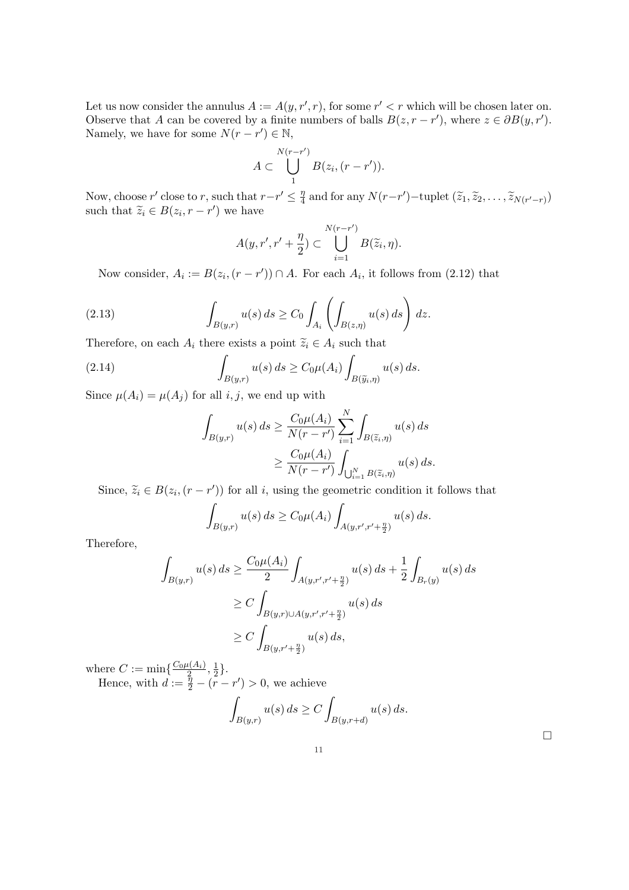Let us now consider the annulus $A := A(y, r', r)$, for some $r' < r$ which will be chosen later on. Observe that $A$ can be covered by a finite numbers of balls $B(z, r - r')$, where $z \in \partial B(y, r')$. Namely, we have for some $N(r - r') \in \mathbb{N}$,

$$A \subset \bigcup_{1}^{N(r-r')} B(z_i, (r - r')).$$

Now, choose $r'$ close to $r$, such that $r - r' \leq \frac{\eta}{4}$ and for any $N(r-r')-$tuplet $(\widetilde{z}_1, \widetilde{z}_2, \ldots, \widetilde{z}_{N(r'-r)})$ such that $\widetilde{z}_i \in B(z_i, r - r')$ we have

$$A(y, r', r' + \frac{\eta}{2}) \subset \bigcup_{i=1}^{N(r-r')} B(\widetilde{z}_i, \eta).$$

Now consider, $A_i := B(z_i, (r - r')) \cap A$. For each $A_i$, it follows from (2.12) that

$$\int_{B(y,r)} u(s)\, ds \geq C_0 \int_{A_i} \left( \int_{B(z,\eta)} u(s)\, ds \right) dz. \tag{2.13}$$

Therefore, on each $A_i$ there exists a point $\widetilde{z}_i \in A_i$ such that

$$\int_{B(y,r)} u(s)\, ds \geq C_0 \mu(A_i) \int_{B(\widetilde{y}_i,\eta)} u(s)\, ds. \tag{2.14}$$

Since $\mu(A_i) = \mu(A_j)$ for all $i, j$, we end up with

$$\begin{aligned}
\int_{B(y,r)} u(s)\, ds &\geq \frac{C_0 \mu(A_i)}{N(r - r')} \sum_{i=1}^{N} \int_{B(\widetilde{z}_i,\eta)} u(s)\, ds \\
&\geq \frac{C_0 \mu(A_i)}{N(r - r')} \int_{\bigcup_{i=1}^{N} B(\widetilde{z}_i,\eta)} u(s)\, ds.
\end{aligned}$$

Since, $\widetilde{z}_i \in B(z_i, (r - r'))$ for all $i$, using the geometric condition it follows that

$$\int_{B(y,r)} u(s)\, ds \geq C_0 \mu(A_i) \int_{A(y,r',r'+\frac{\eta}{2})} u(s)\, ds.$$

Therefore,

$$\begin{aligned}
\int_{B(y,r)} u(s)\, ds &\geq \frac{C_0 \mu(A_i)}{2} \int_{A(y,r',r'+\frac{\eta}{2})} u(s)\, ds + \frac{1}{2} \int_{B_r(y)} u(s)\, ds \\
&\geq C \int_{B(y,r) \cup A(y,r',r'+\frac{\eta}{2})} u(s)\, ds \\
&\geq C \int_{B(y,r'+\frac{\eta}{2})} u(s)\, ds,
\end{aligned}$$

where $C := \min\{\frac{C_0 \mu(A_i)}{2}, \frac{1}{2}\}$.

Hence, with $d := \frac{\eta}{2} - (r - r') > 0$, we achieve

$$\int_{B(y,r)} u(s)\, ds \geq C \int_{B(y,r+d)} u(s)\, ds.$$

$\square$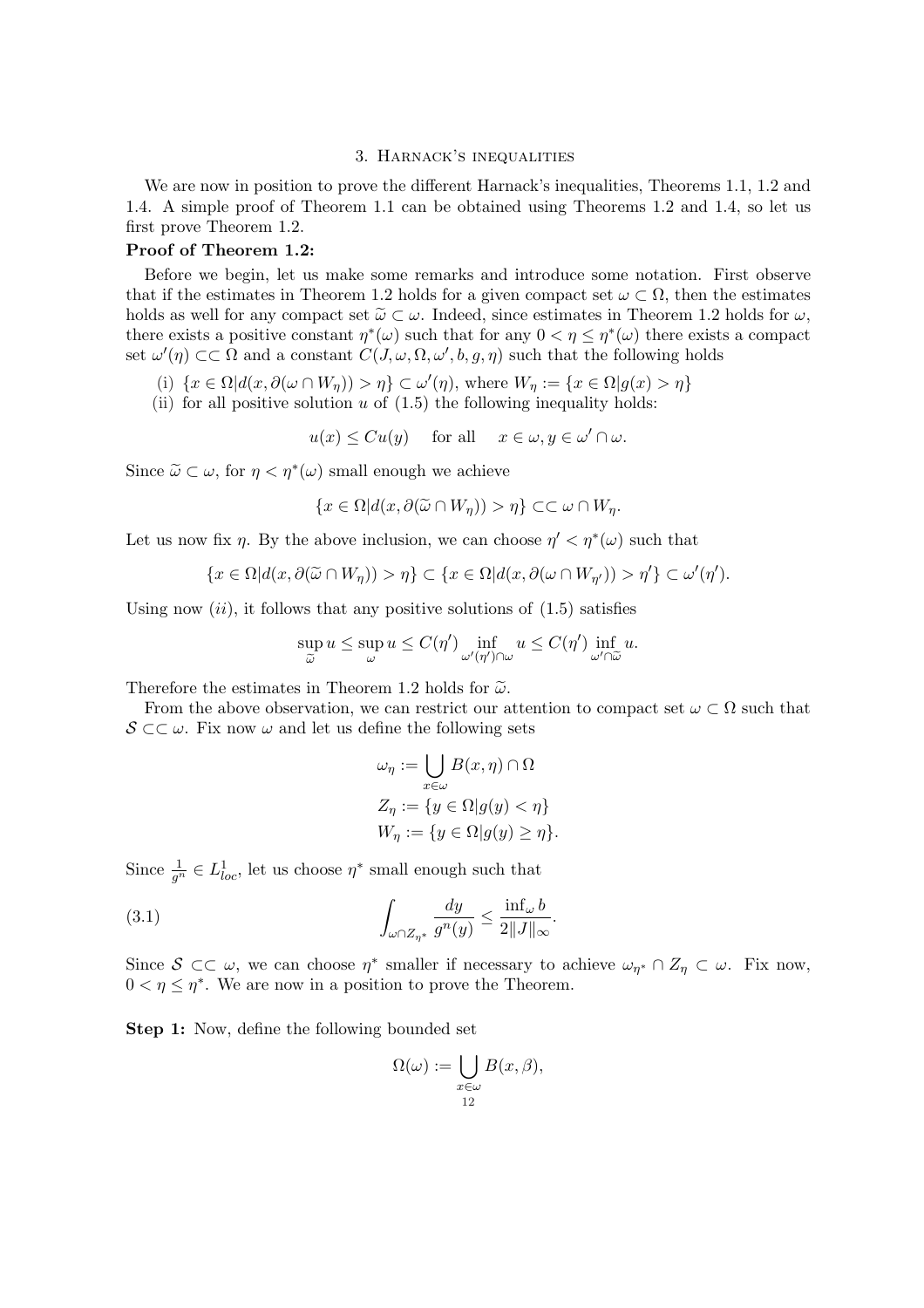## 3. Harnack's inequalities

We are now in position to prove the different Harnack's inequalities, Theorems 1.1, 1.2 and 1.4. A simple proof of Theorem 1.1 can be obtained using Theorems 1.2 and 1.4, so let us first prove Theorem 1.2.

**Proof of Theorem 1.2:**

Before we begin, let us make some remarks and introduce some notation. First observe that if the estimates in Theorem 1.2 holds for a given compact set $\omega \subset \Omega$, then the estimates holds as well for any compact set $\widetilde{\omega} \subset \omega$. Indeed, since estimates in Theorem 1.2 holds for $\omega$, there exists a positive constant $\eta^*(\omega)$ such that for any $0 < \eta \le \eta^*(\omega)$ there exists a compact set $\omega'(\eta) \subset\subset \Omega$ and a constant $C(J, \omega, \Omega, \omega', b, g, \eta)$ such that the following holds

(i) $\{x \in \Omega | d(x, \partial(\omega \cap W_\eta)) > \eta\} \subset \omega'(\eta)$, where $W_\eta := \{x \in \Omega | g(x) > \eta\}$

(ii) for all positive solution $u$ of (1.5) the following inequality holds:

$$u(x) \le Cu(y) \quad \text{for all} \quad x \in \omega, y \in \omega' \cap \omega.$$

Since $\widetilde{\omega} \subset \omega$, for $\eta < \eta^*(\omega)$ small enough we achieve

$$\{x \in \Omega | d(x, \partial(\widetilde{\omega} \cap W_\eta)) > \eta\} \subset\subset \omega \cap W_\eta.$$

Let us now fix $\eta$. By the above inclusion, we can choose $\eta' < \eta^*(\omega)$ such that

$$\{x \in \Omega | d(x, \partial(\widetilde{\omega} \cap W_\eta)) > \eta\} \subset \{x \in \Omega | d(x, \partial(\omega \cap W_{\eta'})) > \eta'\} \subset \omega'(\eta').$$

Using now $(ii)$, it follows that any positive solutions of (1.5) satisfies

$$\sup_{\widetilde{\omega}} u \le \sup_{\omega} u \le C(\eta') \inf_{\omega'(\eta') \cap \omega} u \le C(\eta') \inf_{\omega' \cap \widetilde{\omega}} u.$$

Therefore the estimates in Theorem 1.2 holds for $\widetilde{\omega}$.

From the above observation, we can restrict our attention to compact set $\omega \subset \Omega$ such that $\mathcal{S} \subset\subset \omega$. Fix now $\omega$ and let us define the following sets

$$\omega_\eta := \bigcup_{x \in \omega} B(x, \eta) \cap \Omega$$
$$Z_\eta := \{y \in \Omega | g(y) < \eta\}$$
$$W_\eta := \{y \in \Omega | g(y) \ge \eta\}.$$

Since $\frac{1}{g^n} \in L^1_{loc}$, let us choose $\eta^*$ small enough such that

$$\int_{\omega \cap Z_{\eta^*}} \frac{dy}{g^n(y)} \le \frac{\inf_\omega b}{2\|J\|_\infty}. \tag{3.1}$$

Since $\mathcal{S} \subset\subset \omega$, we can choose $\eta^*$ smaller if necessary to achieve $\omega_{\eta^*} \cap Z_\eta \subset \omega$. Fix now, $0 < \eta \le \eta^*$. We are now in a position to prove the Theorem.

**Step 1:** Now, define the following bounded set

$$\Omega(\omega) := \bigcup_{x \in \omega} B(x, \beta),$$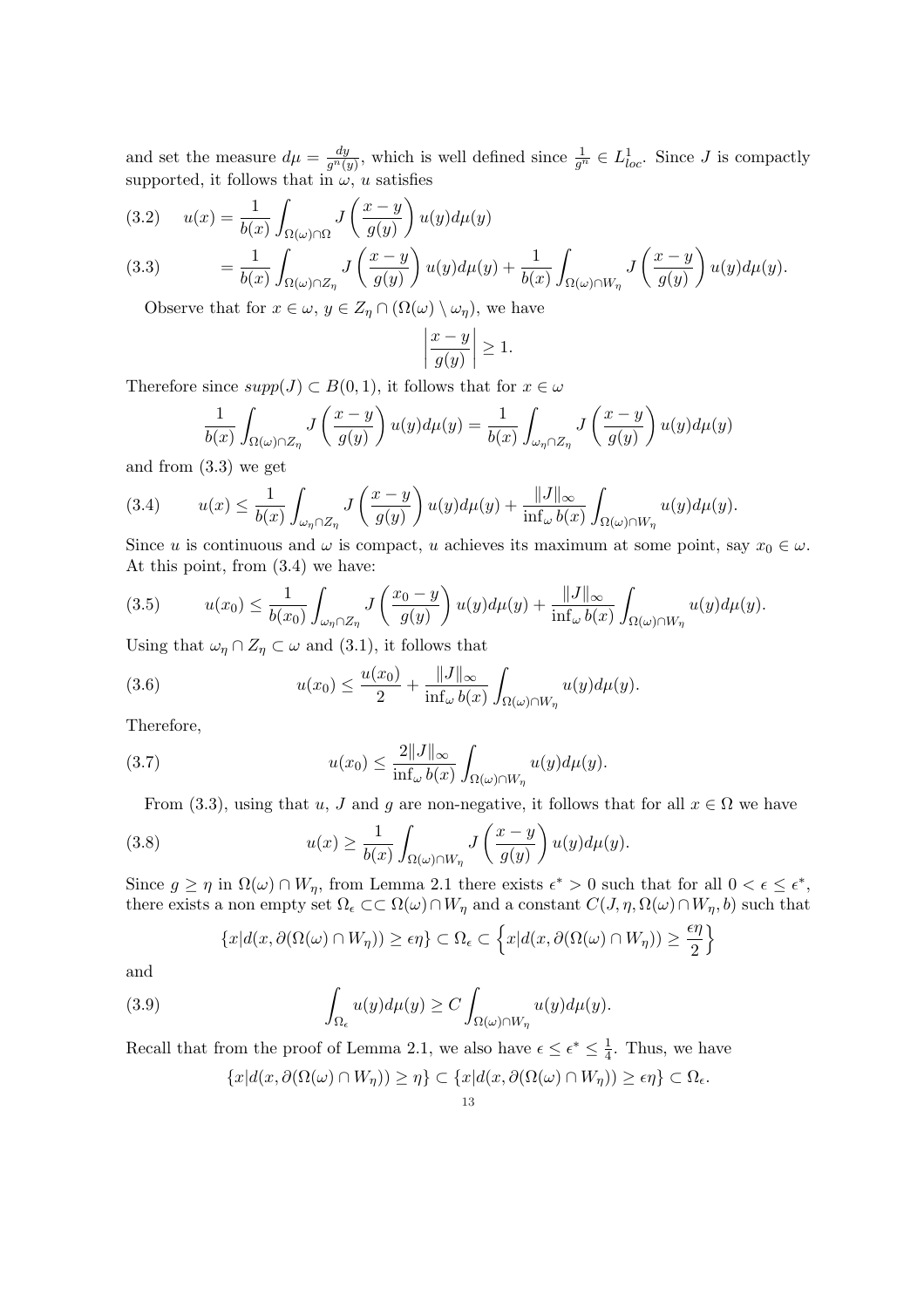and set the measure $d\mu = \frac{dy}{g^n(y)}$, which is well defined since $\frac{1}{g^n} \in L^1_{loc}$. Since $J$ is compactly supported, it follows that in $\omega$, $u$ satisfies

$$u(x) = \frac{1}{b(x)} \int_{\Omega(\omega)\cap\Omega} J\left(\frac{x-y}{g(y)}\right) u(y) d\mu(y) \tag{3.2}$$

$$= \frac{1}{b(x)} \int_{\Omega(\omega)\cap Z_\eta} J\left(\frac{x-y}{g(y)}\right) u(y) d\mu(y) + \frac{1}{b(x)} \int_{\Omega(\omega)\cap W_\eta} J\left(\frac{x-y}{g(y)}\right) u(y) d\mu(y). \tag{3.3}$$

Observe that for $x \in \omega$, $y \in Z_\eta \cap (\Omega(\omega) \setminus \omega_\eta)$, we have

$$\left|\frac{x-y}{g(y)}\right| \geq 1.$$

Therefore since $supp(J) \subset B(0,1)$, it follows that for $x \in \omega$

$$\frac{1}{b(x)} \int_{\Omega(\omega)\cap Z_\eta} J\left(\frac{x-y}{g(y)}\right) u(y) d\mu(y) = \frac{1}{b(x)} \int_{\omega_\eta\cap Z_\eta} J\left(\frac{x-y}{g(y)}\right) u(y) d\mu(y)$$

and from (3.3) we get

$$u(x) \leq \frac{1}{b(x)} \int_{\omega_\eta\cap Z_\eta} J\left(\frac{x-y}{g(y)}\right) u(y) d\mu(y) + \frac{\|J\|_\infty}{\inf_\omega b(x)} \int_{\Omega(\omega)\cap W_\eta} u(y) d\mu(y). \tag{3.4}$$

Since $u$ is continuous and $\omega$ is compact, $u$ achieves its maximum at some point, say $x_0 \in \omega$. At this point, from (3.4) we have:

$$u(x_0) \leq \frac{1}{b(x_0)} \int_{\omega_\eta\cap Z_\eta} J\left(\frac{x_0-y}{g(y)}\right) u(y) d\mu(y) + \frac{\|J\|_\infty}{\inf_\omega b(x)} \int_{\Omega(\omega)\cap W_\eta} u(y) d\mu(y). \tag{3.5}$$

Using that $\omega_\eta \cap Z_\eta \subset \omega$ and (3.1), it follows that

$$u(x_0) \leq \frac{u(x_0)}{2} + \frac{\|J\|_\infty}{\inf_\omega b(x)} \int_{\Omega(\omega)\cap W_\eta} u(y) d\mu(y). \tag{3.6}$$

Therefore,

$$u(x_0) \leq \frac{2\|J\|_\infty}{\inf_\omega b(x)} \int_{\Omega(\omega)\cap W_\eta} u(y) d\mu(y). \tag{3.7}$$

From (3.3), using that $u$, $J$ and $g$ are non-negative, it follows that for all $x \in \Omega$ we have

$$u(x) \geq \frac{1}{b(x)} \int_{\Omega(\omega)\cap W_\eta} J\left(\frac{x-y}{g(y)}\right) u(y) d\mu(y). \tag{3.8}$$

Since $g \geq \eta$ in $\Omega(\omega) \cap W_\eta$, from Lemma 2.1 there exists $\epsilon^* > 0$ such that for all $0 < \epsilon \leq \epsilon^*$, there exists a non empty set $\Omega_\epsilon \subset\subset \Omega(\omega) \cap W_\eta$ and a constant $C(J, \eta, \Omega(\omega) \cap W_\eta, b)$ such that

$$\{x | d(x, \partial(\Omega(\omega) \cap W_\eta)) \geq \epsilon\eta\} \subset \Omega_\epsilon \subset \left\{x | d(x, \partial(\Omega(\omega) \cap W_\eta)) \geq \frac{\epsilon\eta}{2}\right\}$$

and

$$\int_{\Omega_\epsilon} u(y) d\mu(y) \geq C \int_{\Omega(\omega)\cap W_\eta} u(y) d\mu(y). \tag{3.9}$$

Recall that from the proof of Lemma 2.1, we also have $\epsilon \leq \epsilon^* \leq \frac{1}{4}$. Thus, we have

$$\{x | d(x, \partial(\Omega(\omega) \cap W_\eta)) \geq \eta\} \subset \{x | d(x, \partial(\Omega(\omega) \cap W_\eta)) \geq \epsilon\eta\} \subset \Omega_\epsilon.$$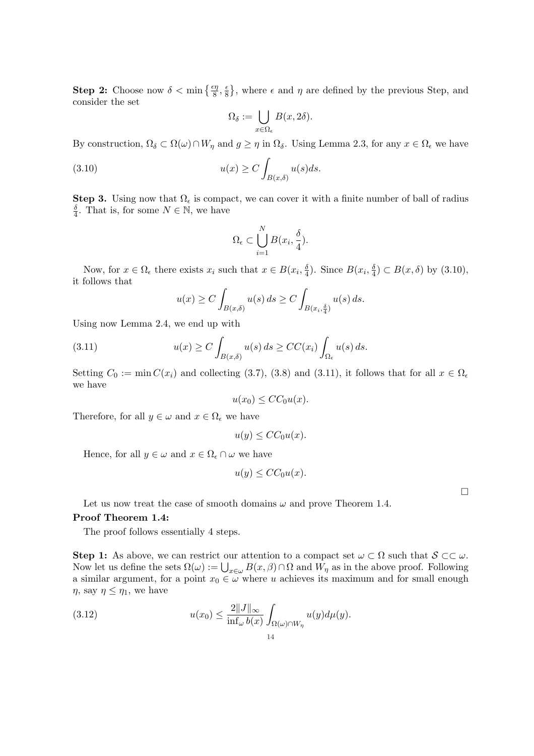**Step 2:** Choose now $\delta < \min\left\{\frac{\epsilon\eta}{8}, \frac{\epsilon}{8}\right\}$, where $\epsilon$ and $\eta$ are defined by the previous Step, and consider the set

$$\Omega_\delta := \bigcup_{x\in\Omega_\epsilon} B(x, 2\delta).$$

By construction, $\Omega_\delta \subset \Omega(\omega) \cap W_\eta$ and $g \geq \eta$ in $\Omega_\delta$. Using Lemma 2.3, for any $x \in \Omega_\epsilon$ we have

$$u(x) \geq C \int_{B(x,\delta)} u(s) ds. \tag{3.10}$$

**Step 3.** Using now that $\Omega_\epsilon$ is compact, we can cover it with a finite number of ball of radius $\frac{\delta}{4}$. That is, for some $N \in \mathbb{N}$, we have

$$\Omega_\epsilon \subset \bigcup_{i=1}^{N} B(x_i, \frac{\delta}{4}).$$

Now, for $x \in \Omega_\epsilon$ there exists $x_i$ such that $x \in B(x_i, \frac{\delta}{4})$. Since $B(x_i, \frac{\delta}{4}) \subset B(x, \delta)$ by (3.10), it follows that

$$u(x) \geq C \int_{B(x,\delta)} u(s)\, ds \geq C \int_{B(x_i,\frac{\delta}{4})} u(s)\, ds.$$

Using now Lemma 2.4, we end up with

$$u(x) \geq C \int_{B(x,\delta)} u(s)\, ds \geq CC(x_i) \int_{\Omega_\epsilon} u(s)\, ds. \tag{3.11}$$

Setting $C_0 := \min C(x_i)$ and collecting (3.7), (3.8) and (3.11), it follows that for all $x \in \Omega_\epsilon$ we have

$$u(x_0) \leq CC_0 u(x).$$

Therefore, for all $y \in \omega$ and $x \in \Omega_\epsilon$ we have

$$u(y) \leq CC_0 u(x).$$

Hence, for all $y \in \omega$ and $x \in \Omega_\epsilon \cap \omega$ we have

$$u(y) \leq CC_0 u(x).$$

□

Let us now treat the case of smooth domains $\omega$ and prove Theorem 1.4.

**Proof Theorem 1.4:**

The proof follows essentially 4 steps.

**Step 1:** As above, we can restrict our attention to a compact set $\omega \subset \Omega$ such that $\mathcal{S} \subset\subset \omega$. Now let us define the sets $\Omega(\omega) := \bigcup_{x\in\omega} B(x, \beta) \cap \Omega$ and $W_\eta$ as in the above proof. Following a similar argument, for a point $x_0 \in \omega$ where $u$ achieves its maximum and for small enough $\eta$, say $\eta \leq \eta_1$, we have

$$u(x_0) \leq \frac{2\|J\|_\infty}{\inf_\omega b(x)} \int_{\Omega(\omega)\cap W_\eta} u(y) d\mu(y). \tag{3.12}$$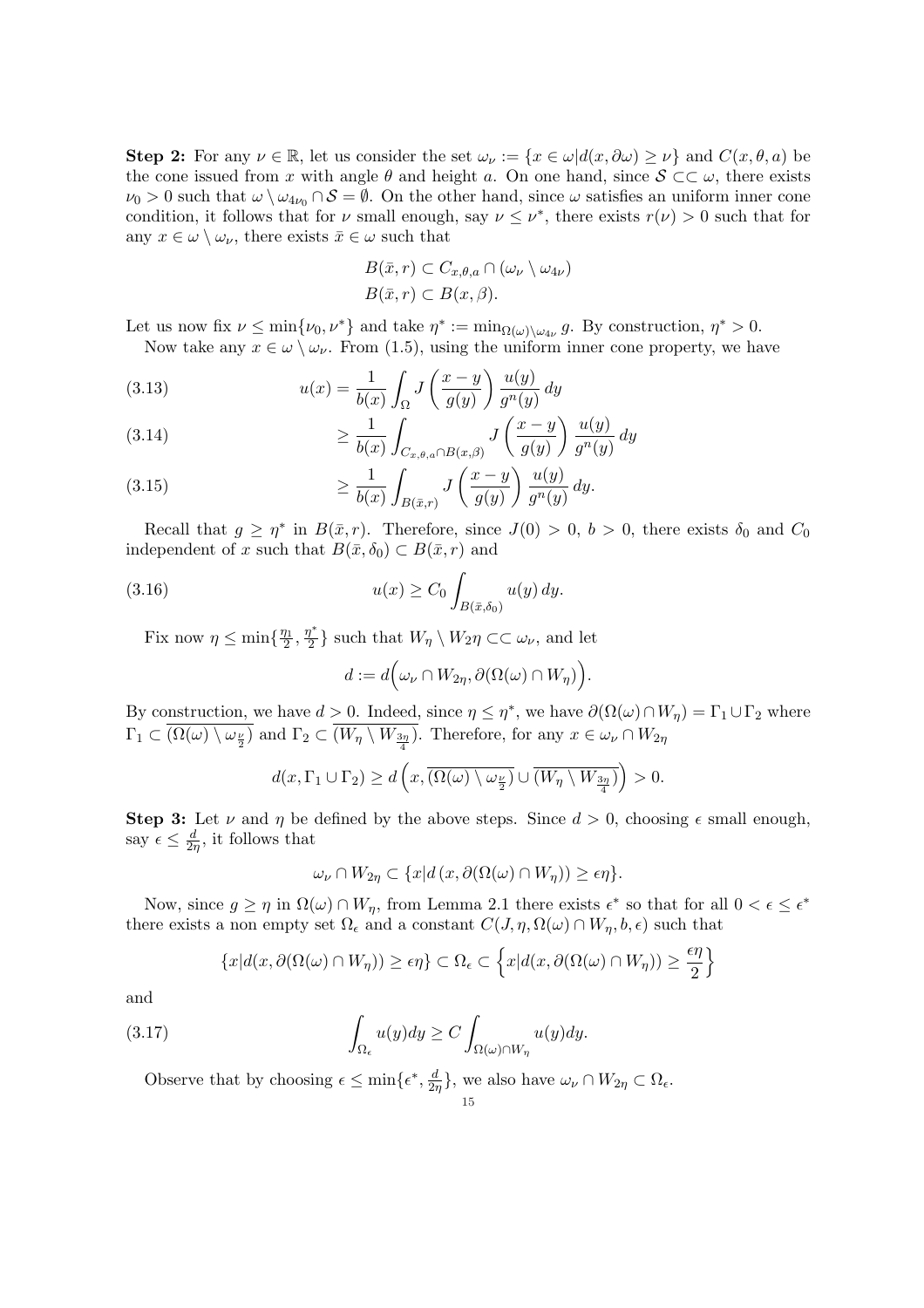**Step 2:** For any $\nu \in \mathbb{R}$, let us consider the set $\omega_\nu := \{x \in \omega | d(x, \partial\omega) \geq \nu\}$ and $C(x, \theta, a)$ be the cone issued from $x$ with angle $\theta$ and height $a$. On one hand, since $\mathcal{S} \subset\subset \omega$, there exists $\nu_0 > 0$ such that $\omega \setminus \omega_{4\nu_0} \cap \mathcal{S} = \emptyset$. On the other hand, since $\omega$ satisfies an uniform inner cone condition, it follows that for $\nu$ small enough, say $\nu \leq \nu^*$, there exists $r(\nu) > 0$ such that for any $x \in \omega \setminus \omega_\nu$, there exists $\bar{x} \in \omega$ such that

$$
\begin{aligned}
&B(\bar{x}, r) \subset C_{x,\theta,a} \cap (\omega_\nu \setminus \omega_{4\nu}) \\
&B(\bar{x}, r) \subset B(x, \beta).
\end{aligned}
$$

Let us now fix $\nu \leq \min\{\nu_0, \nu^*\}$ and take $\eta^* := \min_{\Omega(\omega) \setminus \omega_{4\nu}} g$. By construction, $\eta^* > 0$.

Now take any $x \in \omega \setminus \omega_\nu$. From (1.5), using the uniform inner cone property, we have

$$
u(x) = \frac{1}{b(x)} \int_\Omega J\left(\frac{x-y}{g(y)}\right) \frac{u(y)}{g^n(y)}\, dy \tag{3.13}
$$

$$
\geq \frac{1}{b(x)} \int_{C_{x,\theta,a} \cap B(x,\beta)} J\left(\frac{x-y}{g(y)}\right) \frac{u(y)}{g^n(y)}\, dy \tag{3.14}
$$

$$
\geq \frac{1}{b(x)} \int_{B(\bar{x},r)} J\left(\frac{x-y}{g(y)}\right) \frac{u(y)}{g^n(y)}\, dy. \tag{3.15}
$$

Recall that $g \geq \eta^*$ in $B(\bar{x}, r)$. Therefore, since $J(0) > 0$, $b > 0$, there exists $\delta_0$ and $C_0$ independent of $x$ such that $B(\bar{x}, \delta_0) \subset B(\bar{x}, r)$ and

$$
u(x) \geq C_0 \int_{B(\bar{x},\delta_0)} u(y)\, dy. \tag{3.16}
$$

Fix now $\eta \leq \min\{\frac{\eta_1}{2}, \frac{\eta^*}{2}\}$ such that $W_\eta \setminus W_2\eta \subset\subset \omega_\nu$, and let

$$
d := d\Big(\omega_\nu \cap W_{2\eta}, \partial(\Omega(\omega) \cap W_\eta)\Big).
$$

By construction, we have $d > 0$. Indeed, since $\eta \leq \eta^*$, we have $\partial(\Omega(\omega) \cap W_\eta) = \Gamma_1 \cup \Gamma_2$ where $\Gamma_1 \subset \overline{(\Omega(\omega) \setminus \omega_{\frac{\nu}{2}})}$ and $\Gamma_2 \subset \overline{(W_\eta \setminus W_{\frac{3\eta}{4}})}$. Therefore, for any $x \in \omega_\nu \cap W_{2\eta}$

$$
d(x, \Gamma_1 \cup \Gamma_2) \geq d\left(x, \overline{(\Omega(\omega) \setminus \omega_{\frac{\nu}{2}})} \cup \overline{(W_\eta \setminus W_{\frac{3\eta}{4}})}\right) > 0.
$$

**Step 3:** Let $\nu$ and $\eta$ be defined by the above steps. Since $d > 0$, choosing $\epsilon$ small enough, say $\epsilon \leq \frac{d}{2\eta}$, it follows that

$$
\omega_\nu \cap W_{2\eta} \subset \{x | d\left(x, \partial(\Omega(\omega) \cap W_\eta)\right) \geq \epsilon\eta\}.
$$

Now, since $g \geq \eta$ in $\Omega(\omega) \cap W_\eta$, from Lemma 2.1 there exists $\epsilon^*$ so that for all $0 < \epsilon \leq \epsilon^*$ there exists a non empty set $\Omega_\epsilon$ and a constant $C(J, \eta, \Omega(\omega) \cap W_\eta, b, \epsilon)$ such that

$$
\{x | d(x, \partial(\Omega(\omega) \cap W_\eta)) \geq \epsilon\eta\} \subset \Omega_\epsilon \subset \left\{x | d(x, \partial(\Omega(\omega) \cap W_\eta)) \geq \frac{\epsilon\eta}{2}\right\}
$$

and

$$
\int_{\Omega_\epsilon} u(y) dy \geq C \int_{\Omega(\omega) \cap W_\eta} u(y) dy. \tag{3.17}
$$

Observe that by choosing $\epsilon \leq \min\{\epsilon^*, \frac{d}{2\eta}\}$, we also have $\omega_\nu \cap W_{2\eta} \subset \Omega_\epsilon$.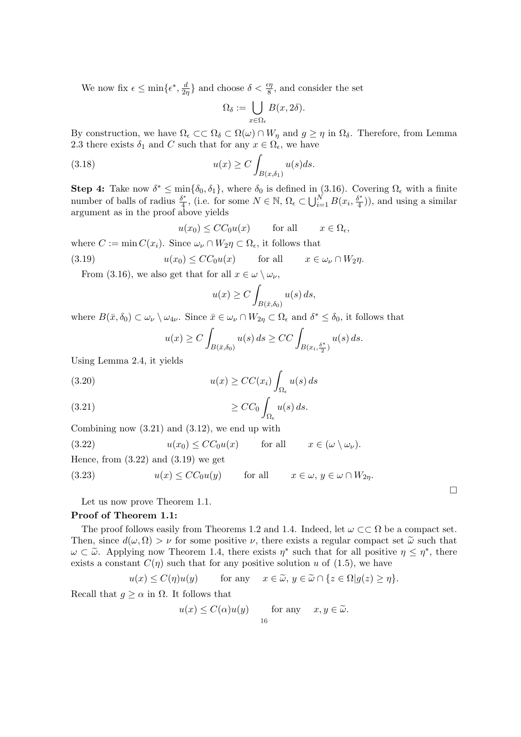We now fix $\epsilon \leq \min\{\epsilon^*, \frac{d}{2\eta}\}$ and choose $\delta < \frac{\epsilon\eta}{8}$, and consider the set

$$\Omega_\delta := \bigcup_{x \in \Omega_\epsilon} B(x, 2\delta).$$

By construction, we have $\Omega_\epsilon \subset\subset \Omega_\delta \subset \Omega(\omega) \cap W_\eta$ and $g \geq \eta$ in $\Omega_\delta$. Therefore, from Lemma 2.3 there exists $\delta_1$ and $C$ such that for any $x \in \Omega_\epsilon$, we have

$$u(x) \geq C \int_{B(x,\delta_1)} u(s) ds. \tag{3.18}$$

**Step 4:** Take now $\delta^* \leq \min\{\delta_0, \delta_1\}$, where $\delta_0$ is defined in (3.16). Covering $\Omega_\epsilon$ with a finite number of balls of radius $\frac{\delta^*}{4}$, (i.e. for some $N \in \mathbb{N}$, $\Omega_\epsilon \subset \bigcup_{i=1}^N B(x_i, \frac{\delta^*}{4})$), and using a similar argument as in the proof above yields

$$u(x_0) \leq CC_0 u(x) \qquad \text{for all} \qquad x \in \Omega_\epsilon,$$

where $C := \min C(x_i)$. Since $\omega_\nu \cap W_2\eta \subset \Omega_\epsilon$, it follows that

$$u(x_0) \leq CC_0 u(x) \qquad \text{for all} \qquad x \in \omega_\nu \cap W_2\eta. \tag{3.19}$$

From (3.16), we also get that for all $x \in \omega \setminus \omega_\nu$,

$$u(x) \geq C \int_{B(\bar{x},\delta_0)} u(s)\, ds,$$

where $B(\bar{x}, \delta_0) \subset \omega_\nu \setminus \omega_{4\nu}$. Since $\bar{x} \in \omega_\nu \cap W_{2\eta} \subset \Omega_\epsilon$ and $\delta^* \leq \delta_0$, it follows that

$$u(x) \geq C \int_{B(\bar{x},\delta_0)} u(s)\, ds \geq CC \int_{B(x_i,\frac{\delta^*}{2})} u(s)\, ds.$$

Using Lemma 2.4, it yields

$$u(x) \geq CC(x_i) \int_{\Omega_\epsilon} u(s)\, ds \tag{3.20}$$

$$\geq CC_0 \int_{\Omega_\epsilon} u(s)\, ds. \tag{3.21}$$

Combining now (3.21) and (3.12), we end up with

$$u(x_0) \leq CC_0 u(x) \qquad \text{for all} \qquad x \in (\omega \setminus \omega_\nu). \tag{3.22}$$

Hence, from (3.22) and (3.19) we get

$$u(x) \leq CC_0 u(y) \qquad \text{for all} \qquad x \in \omega,\ y \in \omega \cap W_{2\eta}. \tag{3.23}$$

□

Let us now prove Theorem 1.1.

**Proof of Theorem 1.1:**

The proof follows easily from Theorems 1.2 and 1.4. Indeed, let $\omega \subset\subset \Omega$ be a compact set. Then, since $d(\omega, \Omega) > \nu$ for some positive $\nu$, there exists a regular compact set $\widetilde{\omega}$ such that $\omega \subset \widetilde{\omega}$. Applying now Theorem 1.4, there exists $\eta^*$ such that for all positive $\eta \leq \eta^*$, there exists a constant $C(\eta)$ such that for any positive solution $u$ of (1.5), we have

$$u(x) \leq C(\eta) u(y) \qquad \text{for any} \qquad x \in \widetilde{\omega},\ y \in \widetilde{\omega} \cap \{z \in \Omega | g(z) \geq \eta\}.$$

Recall that $g \geq \alpha$ in $\Omega$. It follows that

$$u(x) \leq C(\alpha) u(y) \qquad \text{for any} \qquad x, y \in \widetilde{\omega}.$$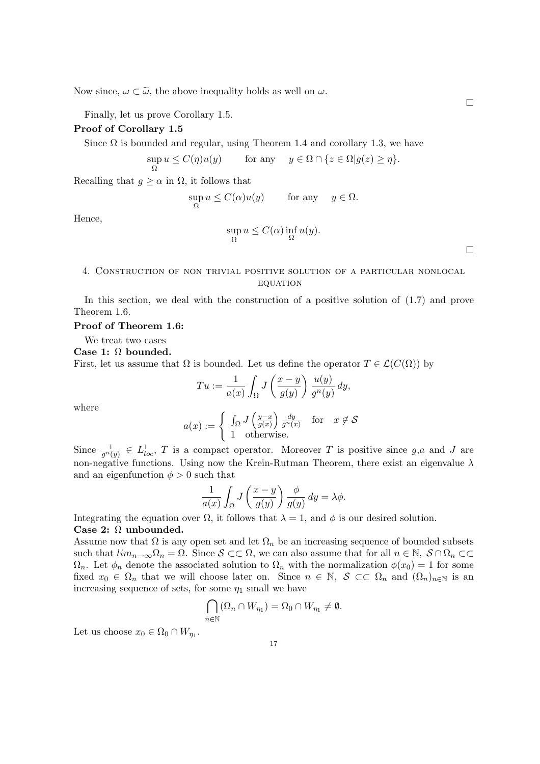Now since, $\omega \subset \widetilde{\omega}$, the above inequality holds as well on $\omega$.

$\square$

Finally, let us prove Corollary 1.5.

**Proof of Corollary 1.5**

Since $\Omega$ is bounded and regular, using Theorem 1.4 and corollary 1.3, we have

$$\sup_{\Omega} u \leq C(\eta)u(y) \qquad \text{for any} \quad y \in \Omega \cap \{z \in \Omega | g(z) \geq \eta\}.$$

Recalling that $g \geq \alpha$ in $\Omega$, it follows that

$$\sup_{\Omega} u \leq C(\alpha)u(y) \qquad \text{for any} \quad y \in \Omega.$$

Hence,

$$\sup_{\Omega} u \leq C(\alpha) \inf_{\Omega} u(y).$$

$\square$

## 4. Construction of non trivial positive solution of a particular nonlocal equation

In this section, we deal with the construction of a positive solution of (1.7) and prove Theorem 1.6.

**Proof of Theorem 1.6:**

We treat two cases

**Case 1: $\Omega$ bounded.**

First, let us assume that $\Omega$ is bounded. Let us define the operator $T \in \mathcal{L}(C(\Omega))$ by

$$Tu := \frac{1}{a(x)} \int_{\Omega} J\left(\frac{x-y}{g(y)}\right) \frac{u(y)}{g^n(y)}\, dy,$$

where

$$a(x) := \begin{cases} \int_{\Omega} J\left(\frac{y-x}{g(x)}\right) \frac{dy}{g^n(x)} & \text{for} \quad x \notin \mathcal{S} \\ 1 \quad \text{otherwise.} \end{cases}$$

Since $\frac{1}{g^n(y)} \in L^1_{loc}$, $T$ is a compact operator. Moreover $T$ is positive since $g$,$a$ and $J$ are non-negative functions. Using now the Krein-Rutman Theorem, there exist an eigenvalue $\lambda$ and an eigenfunction $\phi > 0$ such that

$$\frac{1}{a(x)} \int_{\Omega} J\left(\frac{x-y}{g(y)}\right) \frac{\phi}{g(y)}\, dy = \lambda \phi.$$

Integrating the equation over $\Omega$, it follows that $\lambda = 1$, and $\phi$ is our desired solution.

**Case 2: $\Omega$ unbounded.**

Assume now that $\Omega$ is any open set and let $\Omega_n$ be an increasing sequence of bounded subsets such that $lim_{n\to\infty}\Omega_n = \Omega$. Since $\mathcal{S} \subset\subset \Omega$, we can also assume that for all $n \in \mathbb{N}$, $\mathcal{S} \cap \Omega_n \subset\subset \Omega_n$. Let $\phi_n$ denote the associated solution to $\Omega_n$ with the normalization $\phi(x_0) = 1$ for some fixed $x_0 \in \Omega_n$ that we will choose later on. Since $n \in \mathbb{N}$, $\mathcal{S} \subset\subset \Omega_n$ and $(\Omega_n)_{n\in\mathbb{N}}$ is an increasing sequence of sets, for some $\eta_1$ small we have

$$\bigcap_{n\in\mathbb{N}} (\Omega_n \cap W_{\eta_1}) = \Omega_0 \cap W_{\eta_1} \neq \emptyset.$$

Let us choose $x_0 \in \Omega_0 \cap W_{\eta_1}$.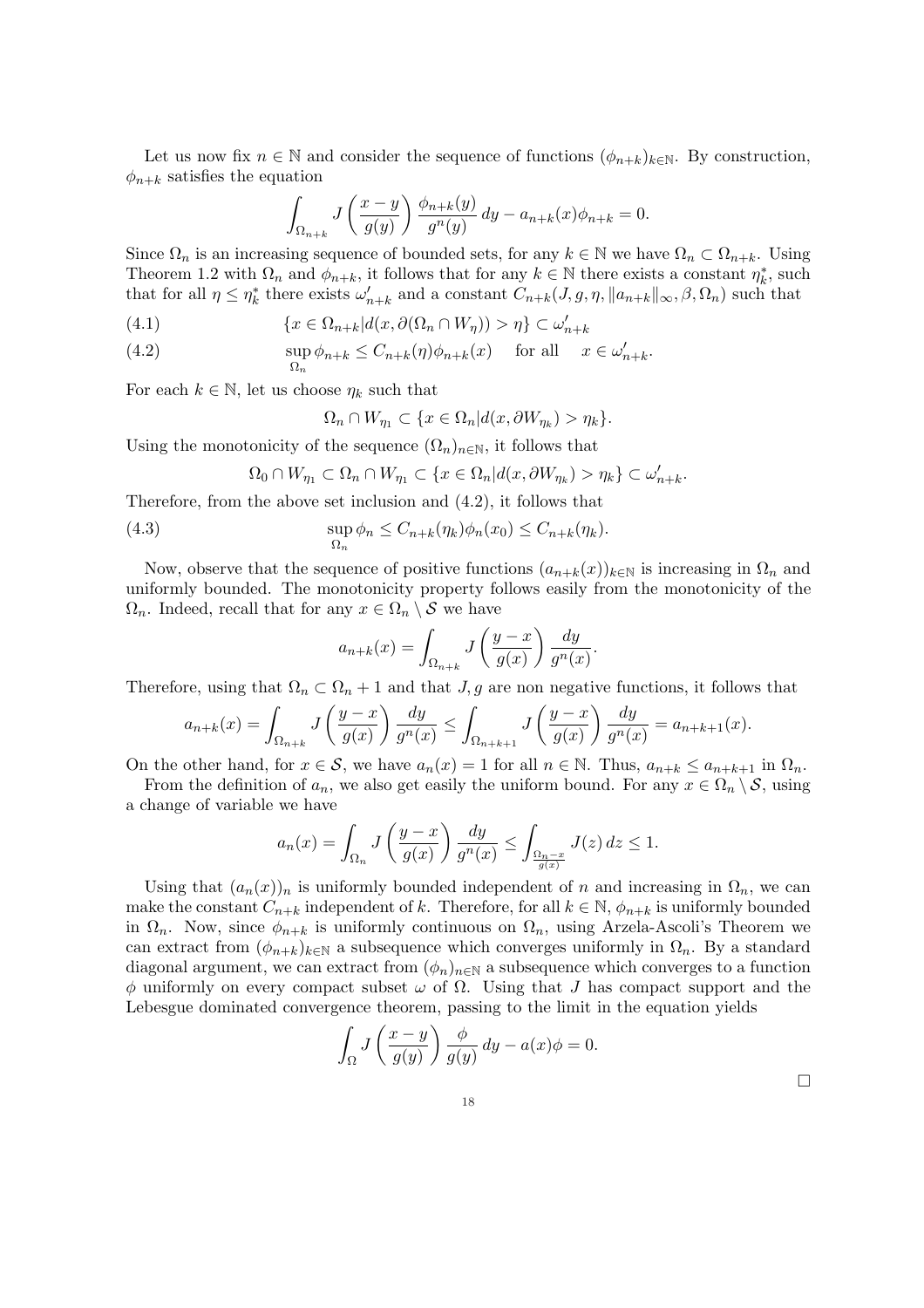Let us now fix $n \in \mathbb{N}$ and consider the sequence of functions $(\phi_{n+k})_{k\in\mathbb{N}}$. By construction, $\phi_{n+k}$ satisfies the equation

$$\int_{\Omega_{n+k}} J\left(\frac{x-y}{g(y)}\right)\frac{\phi_{n+k}(y)}{g^n(y)}\,dy - a_{n+k}(x)\phi_{n+k} = 0.$$

Since $\Omega_n$ is an increasing sequence of bounded sets, for any $k \in \mathbb{N}$ we have $\Omega_n \subset \Omega_{n+k}$. Using Theorem 1.2 with $\Omega_n$ and $\phi_{n+k}$, it follows that for any $k \in \mathbb{N}$ there exists a constant $\eta_k^*$, such that for all $\eta \le \eta_k^*$ there exists $\omega'_{n+k}$ and a constant $C_{n+k}(J, g, \eta, \|a_{n+k}\|_\infty, \beta, \Omega_n)$ such that

$$\{x \in \Omega_{n+k} | d(x, \partial(\Omega_n \cap W_\eta)) > \eta\} \subset \omega'_{n+k} \tag{4.1}$$

$$\sup_{\Omega_n} \phi_{n+k} \le C_{n+k}(\eta)\phi_{n+k}(x) \quad \text{for all} \quad x \in \omega'_{n+k}. \tag{4.2}$$

For each $k \in \mathbb{N}$, let us choose $\eta_k$ such that

$$\Omega_n \cap W_{\eta_1} \subset \{x \in \Omega_n | d(x, \partial W_{\eta_k}) > \eta_k\}.$$

Using the monotonicity of the sequence $(\Omega_n)_{n\in\mathbb{N}}$, it follows that

$$\Omega_0 \cap W_{\eta_1} \subset \Omega_n \cap W_{\eta_1} \subset \{x \in \Omega_n | d(x, \partial W_{\eta_k}) > \eta_k\} \subset \omega'_{n+k}.$$

Therefore, from the above set inclusion and (4.2), it follows that

$$\sup_{\Omega_n} \phi_n \le C_{n+k}(\eta_k)\phi_n(x_0) \le C_{n+k}(\eta_k). \tag{4.3}$$

Now, observe that the sequence of positive functions $(a_{n+k}(x))_{k\in\mathbb{N}}$ is increasing in $\Omega_n$ and uniformly bounded. The monotonicity property follows easily from the monotonicity of the $\Omega_n$. Indeed, recall that for any $x \in \Omega_n \setminus \mathcal{S}$ we have

$$a_{n+k}(x) = \int_{\Omega_{n+k}} J\left(\frac{y-x}{g(x)}\right)\frac{dy}{g^n(x)}.$$

Therefore, using that $\Omega_n \subset \Omega_n + 1$ and that $J, g$ are non negative functions, it follows that

$$a_{n+k}(x) = \int_{\Omega_{n+k}} J\left(\frac{y-x}{g(x)}\right)\frac{dy}{g^n(x)} \le \int_{\Omega_{n+k+1}} J\left(\frac{y-x}{g(x)}\right)\frac{dy}{g^n(x)} = a_{n+k+1}(x).$$

On the other hand, for $x \in \mathcal{S}$, we have $a_n(x) = 1$ for all $n \in \mathbb{N}$. Thus, $a_{n+k} \le a_{n+k+1}$ in $\Omega_n$.

From the definition of $a_n$, we also get easily the uniform bound. For any $x \in \Omega_n \setminus \mathcal{S}$, using a change of variable we have

$$a_n(x) = \int_{\Omega_n} J\left(\frac{y-x}{g(x)}\right)\frac{dy}{g^n(x)} \le \int_{\frac{\Omega_n - x}{g(x)}} J(z)\,dz \le 1.$$

Using that $(a_n(x))_n$ is uniformly bounded independent of $n$ and increasing in $\Omega_n$, we can make the constant $C_{n+k}$ independent of $k$. Therefore, for all $k \in \mathbb{N}$, $\phi_{n+k}$ is uniformly bounded in $\Omega_n$. Now, since $\phi_{n+k}$ is uniformly continuous on $\Omega_n$, using Arzela-Ascoli's Theorem we can extract from $(\phi_{n+k})_{k\in\mathbb{N}}$ a subsequence which converges uniformly in $\Omega_n$. By a standard diagonal argument, we can extract from $(\phi_n)_{n\in\mathbb{N}}$ a subsequence which converges to a function $\phi$ uniformly on every compact subset $\omega$ of $\Omega$. Using that $J$ has compact support and the Lebesgue dominated convergence theorem, passing to the limit in the equation yields

$$\int_\Omega J\left(\frac{x-y}{g(y)}\right)\frac{\phi}{g(y)}\,dy - a(x)\phi = 0.$$

□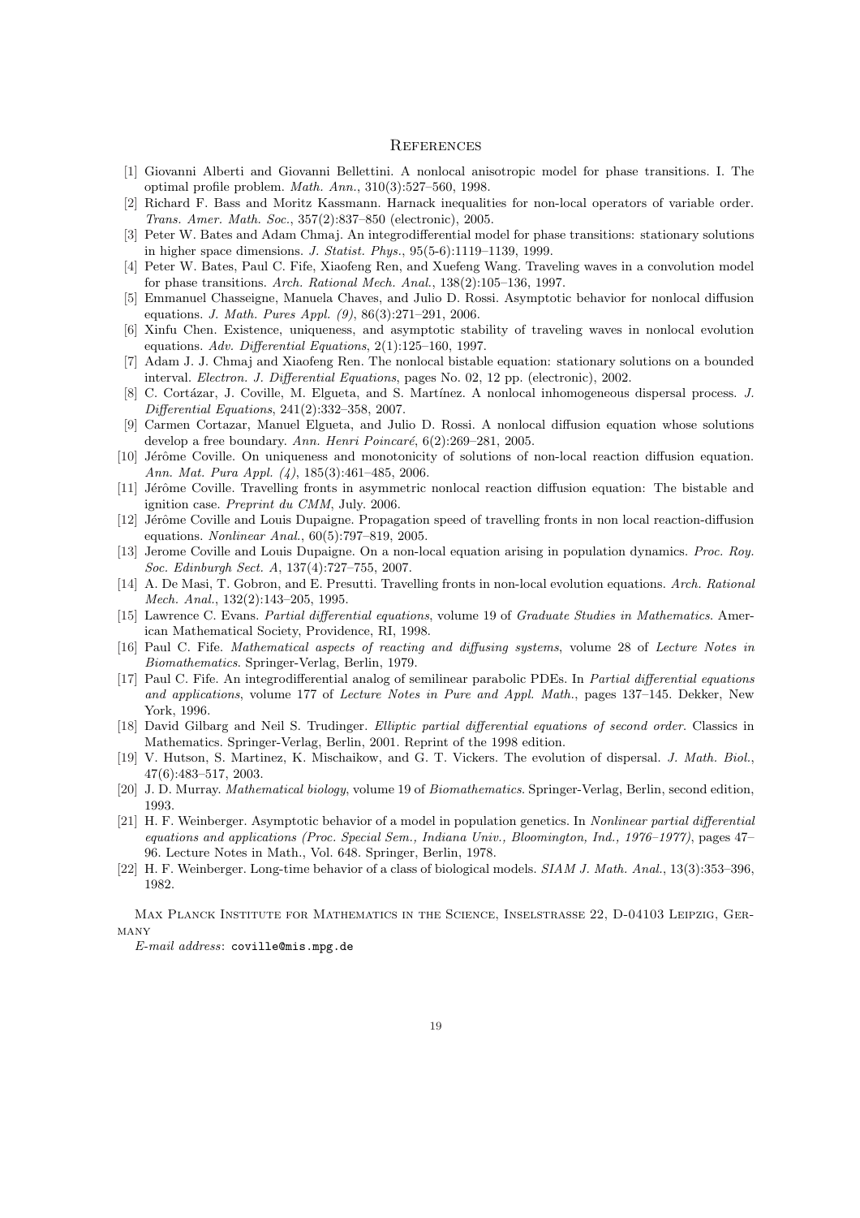## References

[1] Giovanni Alberti and Giovanni Bellettini. A nonlocal anisotropic model for phase transitions. I. The optimal profile problem. *Math. Ann.*, 310(3):527–560, 1998.

[2] Richard F. Bass and Moritz Kassmann. Harnack inequalities for non-local operators of variable order. *Trans. Amer. Math. Soc.*, 357(2):837–850 (electronic), 2005.

[3] Peter W. Bates and Adam Chmaj. An integrodifferential model for phase transitions: stationary solutions in higher space dimensions. *J. Statist. Phys.*, 95(5-6):1119–1139, 1999.

[4] Peter W. Bates, Paul C. Fife, Xiaofeng Ren, and Xuefeng Wang. Traveling waves in a convolution model for phase transitions. *Arch. Rational Mech. Anal.*, 138(2):105–136, 1997.

[5] Emmanuel Chasseigne, Manuela Chaves, and Julio D. Rossi. Asymptotic behavior for nonlocal diffusion equations. *J. Math. Pures Appl. (9)*, 86(3):271–291, 2006.

[6] Xinfu Chen. Existence, uniqueness, and asymptotic stability of traveling waves in nonlocal evolution equations. *Adv. Differential Equations*, 2(1):125–160, 1997.

[7] Adam J. J. Chmaj and Xiaofeng Ren. The nonlocal bistable equation: stationary solutions on a bounded interval. *Electron. J. Differential Equations*, pages No. 02, 12 pp. (electronic), 2002.

[8] C. Cortázar, J. Coville, M. Elgueta, and S. Martínez. A nonlocal inhomogeneous dispersal process. *J. Differential Equations*, 241(2):332–358, 2007.

[9] Carmen Cortazar, Manuel Elgueta, and Julio D. Rossi. A nonlocal diffusion equation whose solutions develop a free boundary. *Ann. Henri Poincaré*, 6(2):269–281, 2005.

[10] Jérôme Coville. On uniqueness and monotonicity of solutions of non-local reaction diffusion equation. *Ann. Mat. Pura Appl. (4)*, 185(3):461–485, 2006.

[11] Jérôme Coville. Travelling fronts in asymmetric nonlocal reaction diffusion equation: The bistable and ignition case. *Preprint du CMM*, July. 2006.

[12] Jérôme Coville and Louis Dupaigne. Propagation speed of travelling fronts in non local reaction-diffusion equations. *Nonlinear Anal.*, 60(5):797–819, 2005.

[13] Jerome Coville and Louis Dupaigne. On a non-local equation arising in population dynamics. *Proc. Roy. Soc. Edinburgh Sect. A*, 137(4):727–755, 2007.

[14] A. De Masi, T. Gobron, and E. Presutti. Travelling fronts in non-local evolution equations. *Arch. Rational Mech. Anal.*, 132(2):143–205, 1995.

[15] Lawrence C. Evans. *Partial differential equations*, volume 19 of *Graduate Studies in Mathematics*. American Mathematical Society, Providence, RI, 1998.

[16] Paul C. Fife. *Mathematical aspects of reacting and diffusing systems*, volume 28 of *Lecture Notes in Biomathematics*. Springer-Verlag, Berlin, 1979.

[17] Paul C. Fife. An integrodifferential analog of semilinear parabolic PDEs. In *Partial differential equations and applications*, volume 177 of *Lecture Notes in Pure and Appl. Math.*, pages 137–145. Dekker, New York, 1996.

[18] David Gilbarg and Neil S. Trudinger. *Elliptic partial differential equations of second order*. Classics in Mathematics. Springer-Verlag, Berlin, 2001. Reprint of the 1998 edition.

[19] V. Hutson, S. Martinez, K. Mischaikow, and G. T. Vickers. The evolution of dispersal. *J. Math. Biol.*, 47(6):483–517, 2003.

[20] J. D. Murray. *Mathematical biology*, volume 19 of *Biomathematics*. Springer-Verlag, Berlin, second edition, 1993.

[21] H. F. Weinberger. Asymptotic behavior of a model in population genetics. In *Nonlinear partial differential equations and applications (Proc. Special Sem., Indiana Univ., Bloomington, Ind., 1976–1977)*, pages 47–96. Lecture Notes in Math., Vol. 648. Springer, Berlin, 1978.

[22] H. F. Weinberger. Long-time behavior of a class of biological models. *SIAM J. Math. Anal.*, 13(3):353–396, 1982.

Max Planck Institute for Mathematics in the Science, Inselstrasse 22, D-04103 Leipzig, Germany

*E-mail address*: coville@mis.mpg.de